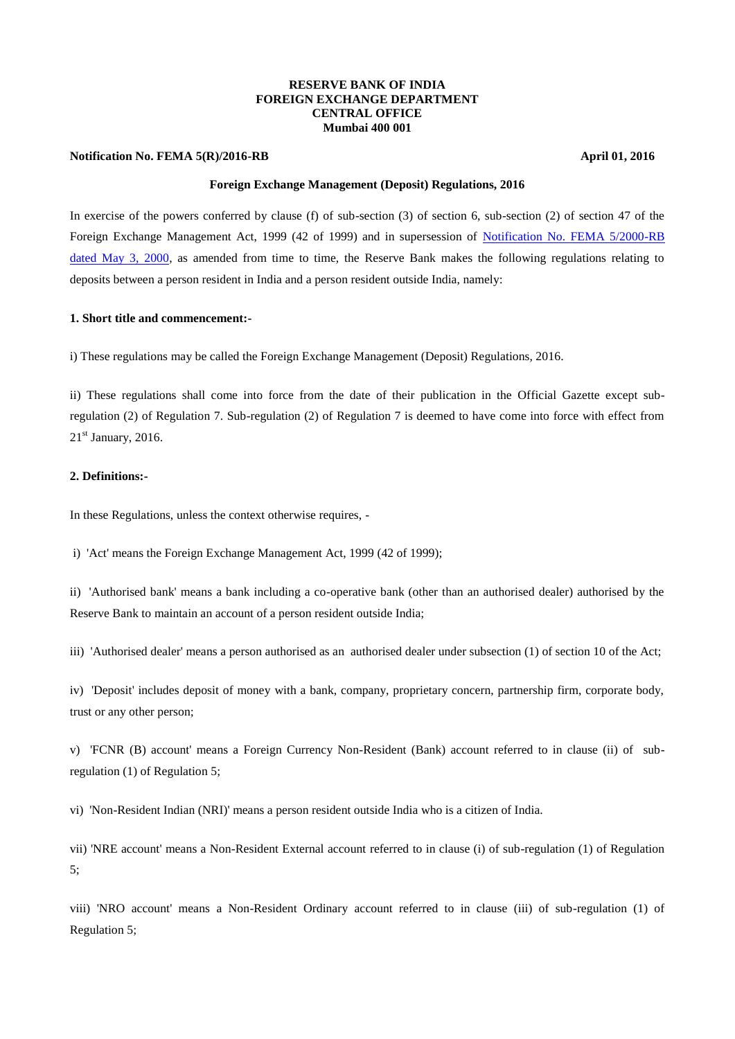**RESERVE BANK OF INDIA**
**FOREIGN EXCHANGE DEPARTMENT**
**CENTRAL OFFICE**
**Mumbai 400 001**

**Notification No. FEMA 5(R)/2016-RB** **April 01, 2016**

## Foreign Exchange Management (Deposit) Regulations, 2016

In exercise of the powers conferred by clause (f) of sub-section (3) of section 6, sub-section (2) of section 47 of the Foreign Exchange Management Act, 1999 (42 of 1999) and in supersession of Notification No. FEMA 5/2000-RB dated May 3, 2000, as amended from time to time, the Reserve Bank makes the following regulations relating to deposits between a person resident in India and a person resident outside India, namely:

### 1. Short title and commencement:-

i) These regulations may be called the Foreign Exchange Management (Deposit) Regulations, 2016.

ii) These regulations shall come into force from the date of their publication in the Official Gazette except sub-regulation (2) of Regulation 7. Sub-regulation (2) of Regulation 7 is deemed to have come into force with effect from 21st January, 2016.

### 2. Definitions:-

In these Regulations, unless the context otherwise requires, -

i) 'Act' means the Foreign Exchange Management Act, 1999 (42 of 1999);

ii) 'Authorised bank' means a bank including a co-operative bank (other than an authorised dealer) authorised by the Reserve Bank to maintain an account of a person resident outside India;

iii) 'Authorised dealer' means a person authorised as an authorised dealer under subsection (1) of section 10 of the Act;

iv) 'Deposit' includes deposit of money with a bank, company, proprietary concern, partnership firm, corporate body, trust or any other person;

v) 'FCNR (B) account' means a Foreign Currency Non-Resident (Bank) account referred to in clause (ii) of sub-regulation (1) of Regulation 5;

vi) 'Non-Resident Indian (NRI)' means a person resident outside India who is a citizen of India.

vii) 'NRE account' means a Non-Resident External account referred to in clause (i) of sub-regulation (1) of Regulation 5;

viii) 'NRO account' means a Non-Resident Ordinary account referred to in clause (iii) of sub-regulation (1) of Regulation 5;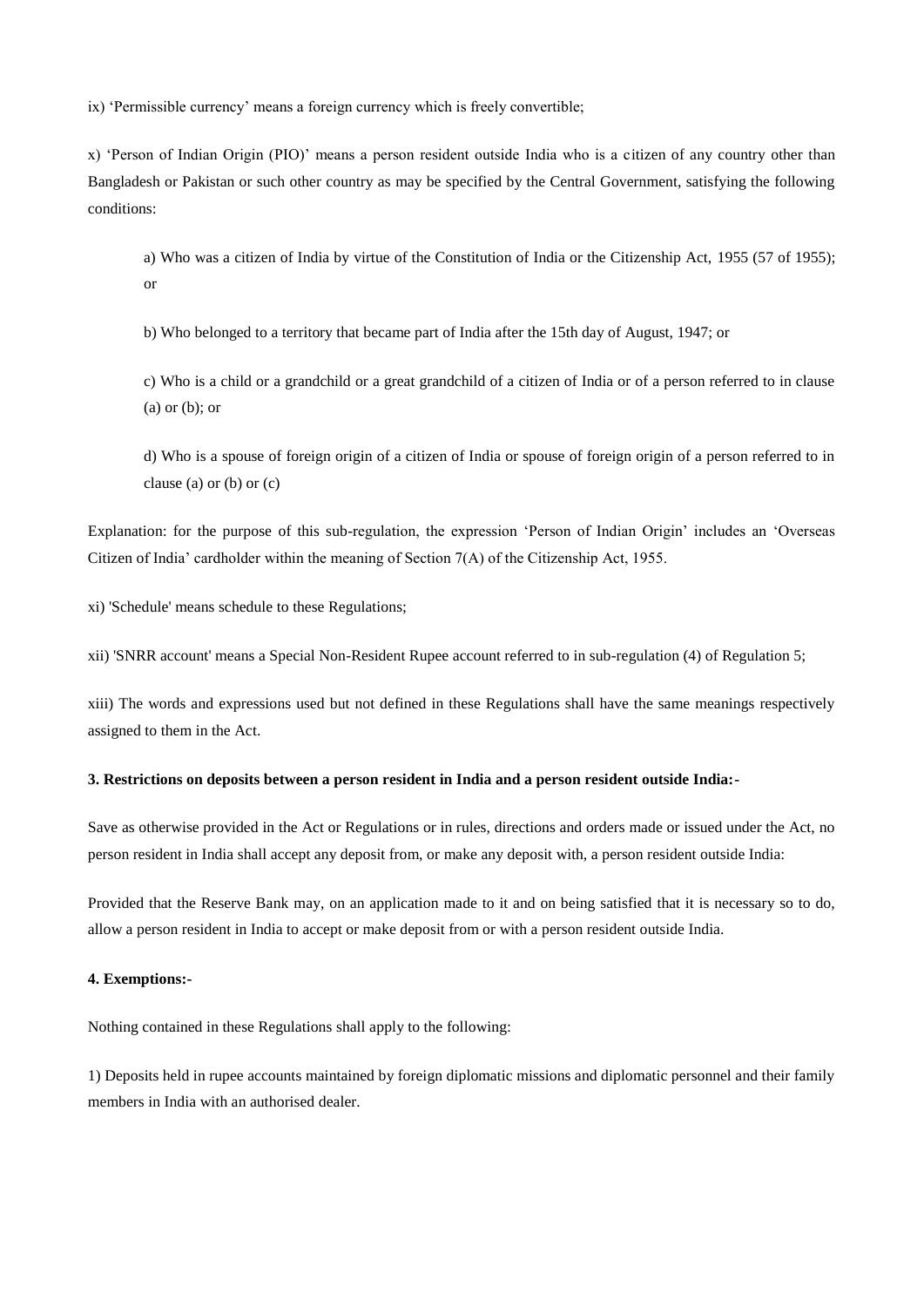ix) 'Permissible currency' means a foreign currency which is freely convertible;

x) 'Person of Indian Origin (PIO)' means a person resident outside India who is a citizen of any country other than Bangladesh or Pakistan or such other country as may be specified by the Central Government, satisfying the following conditions:

> a) Who was a citizen of India by virtue of the Constitution of India or the Citizenship Act, 1955 (57 of 1955); or
>
> b) Who belonged to a territory that became part of India after the 15th day of August, 1947; or
>
> c) Who is a child or a grandchild or a great grandchild of a citizen of India or of a person referred to in clause (a) or (b); or
>
> d) Who is a spouse of foreign origin of a citizen of India or spouse of foreign origin of a person referred to in clause (a) or (b) or (c)

Explanation: for the purpose of this sub-regulation, the expression 'Person of Indian Origin' includes an 'Overseas Citizen of India' cardholder within the meaning of Section 7(A) of the Citizenship Act, 1955.

xi) 'Schedule' means schedule to these Regulations;

xii) 'SNRR account' means a Special Non-Resident Rupee account referred to in sub-regulation (4) of Regulation 5;

xiii) The words and expressions used but not defined in these Regulations shall have the same meanings respectively assigned to them in the Act.

**3. Restrictions on deposits between a person resident in India and a person resident outside India:-**

Save as otherwise provided in the Act or Regulations or in rules, directions and orders made or issued under the Act, no person resident in India shall accept any deposit from, or make any deposit with, a person resident outside India:

Provided that the Reserve Bank may, on an application made to it and on being satisfied that it is necessary so to do, allow a person resident in India to accept or make deposit from or with a person resident outside India.

**4. Exemptions:-**

Nothing contained in these Regulations shall apply to the following:

1) Deposits held in rupee accounts maintained by foreign diplomatic missions and diplomatic personnel and their family members in India with an authorised dealer.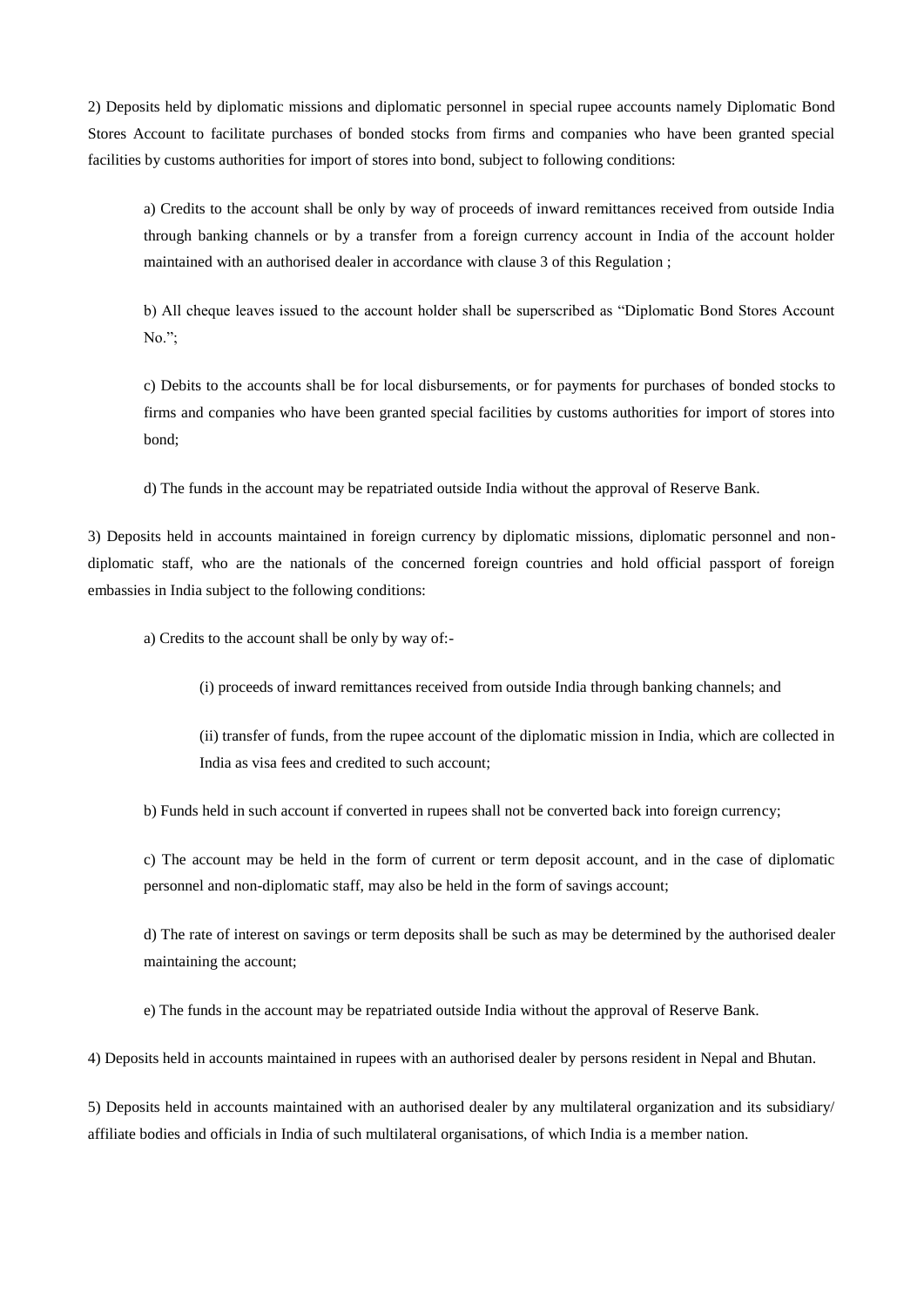2) Deposits held by diplomatic missions and diplomatic personnel in special rupee accounts namely Diplomatic Bond Stores Account to facilitate purchases of bonded stocks from firms and companies who have been granted special facilities by customs authorities for import of stores into bond, subject to following conditions:

a) Credits to the account shall be only by way of proceeds of inward remittances received from outside India through banking channels or by a transfer from a foreign currency account in India of the account holder maintained with an authorised dealer in accordance with clause 3 of this Regulation ;

b) All cheque leaves issued to the account holder shall be superscribed as "Diplomatic Bond Stores Account No.";

c) Debits to the accounts shall be for local disbursements, or for payments for purchases of bonded stocks to firms and companies who have been granted special facilities by customs authorities for import of stores into bond;

d) The funds in the account may be repatriated outside India without the approval of Reserve Bank.

3) Deposits held in accounts maintained in foreign currency by diplomatic missions, diplomatic personnel and non-diplomatic staff, who are the nationals of the concerned foreign countries and hold official passport of foreign embassies in India subject to the following conditions:

a) Credits to the account shall be only by way of:-

(i) proceeds of inward remittances received from outside India through banking channels; and

(ii) transfer of funds, from the rupee account of the diplomatic mission in India, which are collected in India as visa fees and credited to such account;

b) Funds held in such account if converted in rupees shall not be converted back into foreign currency;

c) The account may be held in the form of current or term deposit account, and in the case of diplomatic personnel and non-diplomatic staff, may also be held in the form of savings account;

d) The rate of interest on savings or term deposits shall be such as may be determined by the authorised dealer maintaining the account;

e) The funds in the account may be repatriated outside India without the approval of Reserve Bank.

4) Deposits held in accounts maintained in rupees with an authorised dealer by persons resident in Nepal and Bhutan.

5) Deposits held in accounts maintained with an authorised dealer by any multilateral organization and its subsidiary/ affiliate bodies and officials in India of such multilateral organisations, of which India is a member nation.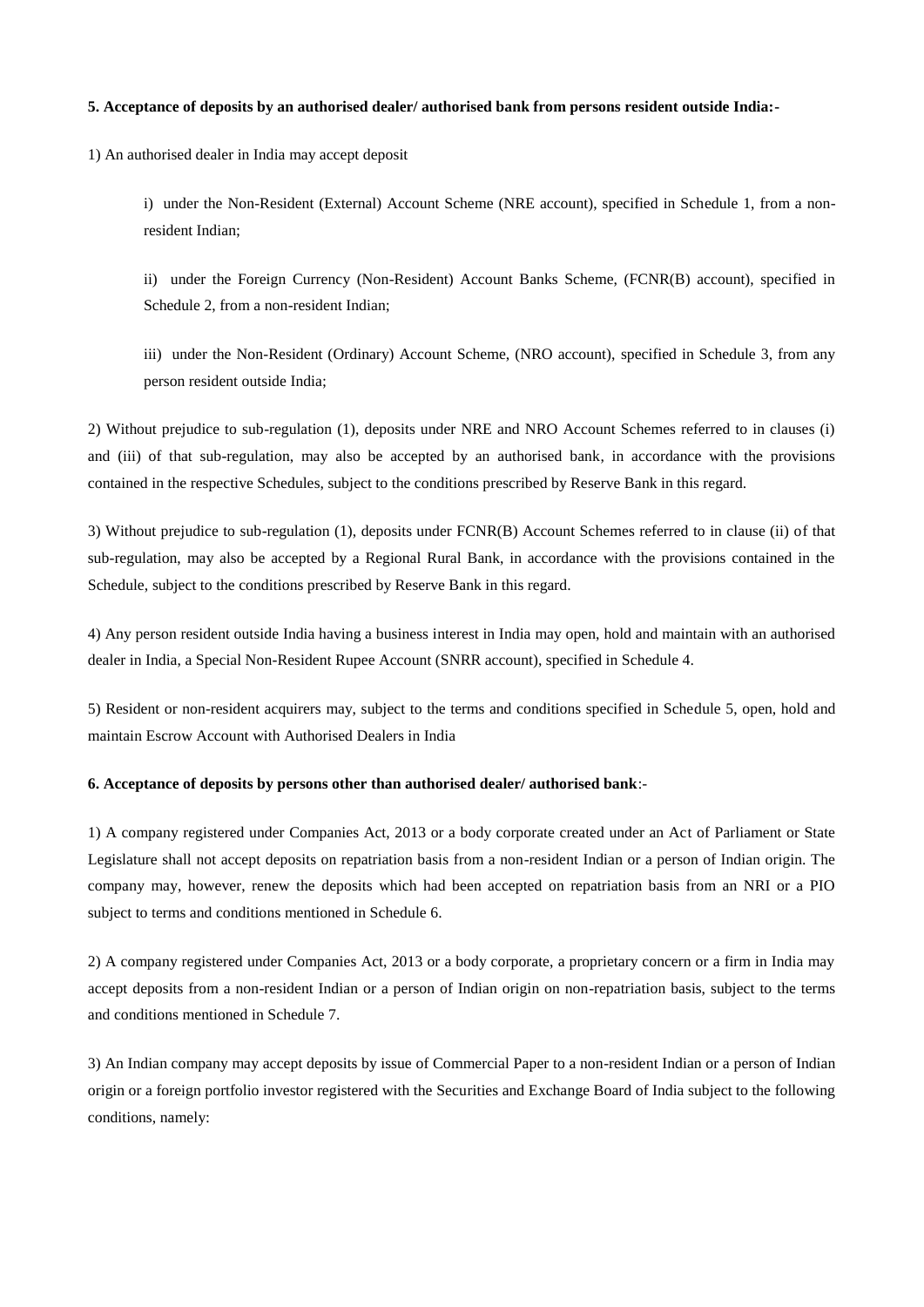**5. Acceptance of deposits by an authorised dealer/ authorised bank from persons resident outside India:-**

1) An authorised dealer in India may accept deposit

> i) under the Non-Resident (External) Account Scheme (NRE account), specified in Schedule 1, from a non-resident Indian;
>
> ii) under the Foreign Currency (Non-Resident) Account Banks Scheme, (FCNR(B) account), specified in Schedule 2, from a non-resident Indian;
>
> iii) under the Non-Resident (Ordinary) Account Scheme, (NRO account), specified in Schedule 3, from any person resident outside India;

2) Without prejudice to sub-regulation (1), deposits under NRE and NRO Account Schemes referred to in clauses (i) and (iii) of that sub-regulation, may also be accepted by an authorised bank, in accordance with the provisions contained in the respective Schedules, subject to the conditions prescribed by Reserve Bank in this regard.

3) Without prejudice to sub-regulation (1), deposits under FCNR(B) Account Schemes referred to in clause (ii) of that sub-regulation, may also be accepted by a Regional Rural Bank, in accordance with the provisions contained in the Schedule, subject to the conditions prescribed by Reserve Bank in this regard.

4) Any person resident outside India having a business interest in India may open, hold and maintain with an authorised dealer in India, a Special Non-Resident Rupee Account (SNRR account), specified in Schedule 4.

5) Resident or non-resident acquirers may, subject to the terms and conditions specified in Schedule 5, open, hold and maintain Escrow Account with Authorised Dealers in India

**6. Acceptance of deposits by persons other than authorised dealer/ authorised bank**:-

1) A company registered under Companies Act, 2013 or a body corporate created under an Act of Parliament or State Legislature shall not accept deposits on repatriation basis from a non-resident Indian or a person of Indian origin. The company may, however, renew the deposits which had been accepted on repatriation basis from an NRI or a PIO subject to terms and conditions mentioned in Schedule 6.

2) A company registered under Companies Act, 2013 or a body corporate, a proprietary concern or a firm in India may accept deposits from a non-resident Indian or a person of Indian origin on non-repatriation basis, subject to the terms and conditions mentioned in Schedule 7.

3) An Indian company may accept deposits by issue of Commercial Paper to a non-resident Indian or a person of Indian origin or a foreign portfolio investor registered with the Securities and Exchange Board of India subject to the following conditions, namely: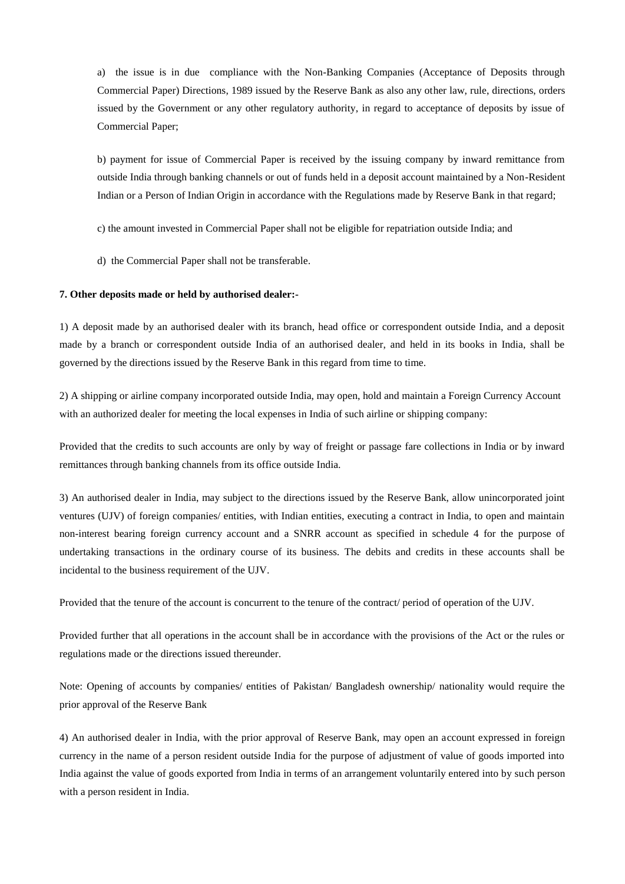a) the issue is in due compliance with the Non-Banking Companies (Acceptance of Deposits through Commercial Paper) Directions, 1989 issued by the Reserve Bank as also any other law, rule, directions, orders issued by the Government or any other regulatory authority, in regard to acceptance of deposits by issue of Commercial Paper;

b) payment for issue of Commercial Paper is received by the issuing company by inward remittance from outside India through banking channels or out of funds held in a deposit account maintained by a Non-Resident Indian or a Person of Indian Origin in accordance with the Regulations made by Reserve Bank in that regard;

c) the amount invested in Commercial Paper shall not be eligible for repatriation outside India; and

d) the Commercial Paper shall not be transferable.

**7. Other deposits made or held by authorised dealer:-**

1) A deposit made by an authorised dealer with its branch, head office or correspondent outside India, and a deposit made by a branch or correspondent outside India of an authorised dealer, and held in its books in India, shall be governed by the directions issued by the Reserve Bank in this regard from time to time.

2) A shipping or airline company incorporated outside India, may open, hold and maintain a Foreign Currency Account with an authorized dealer for meeting the local expenses in India of such airline or shipping company:

Provided that the credits to such accounts are only by way of freight or passage fare collections in India or by inward remittances through banking channels from its office outside India.

3) An authorised dealer in India, may subject to the directions issued by the Reserve Bank, allow unincorporated joint ventures (UJV) of foreign companies/ entities, with Indian entities, executing a contract in India, to open and maintain non-interest bearing foreign currency account and a SNRR account as specified in schedule 4 for the purpose of undertaking transactions in the ordinary course of its business. The debits and credits in these accounts shall be incidental to the business requirement of the UJV.

Provided that the tenure of the account is concurrent to the tenure of the contract/ period of operation of the UJV.

Provided further that all operations in the account shall be in accordance with the provisions of the Act or the rules or regulations made or the directions issued thereunder.

Note: Opening of accounts by companies/ entities of Pakistan/ Bangladesh ownership/ nationality would require the prior approval of the Reserve Bank

4) An authorised dealer in India, with the prior approval of Reserve Bank, may open an account expressed in foreign currency in the name of a person resident outside India for the purpose of adjustment of value of goods imported into India against the value of goods exported from India in terms of an arrangement voluntarily entered into by such person with a person resident in India.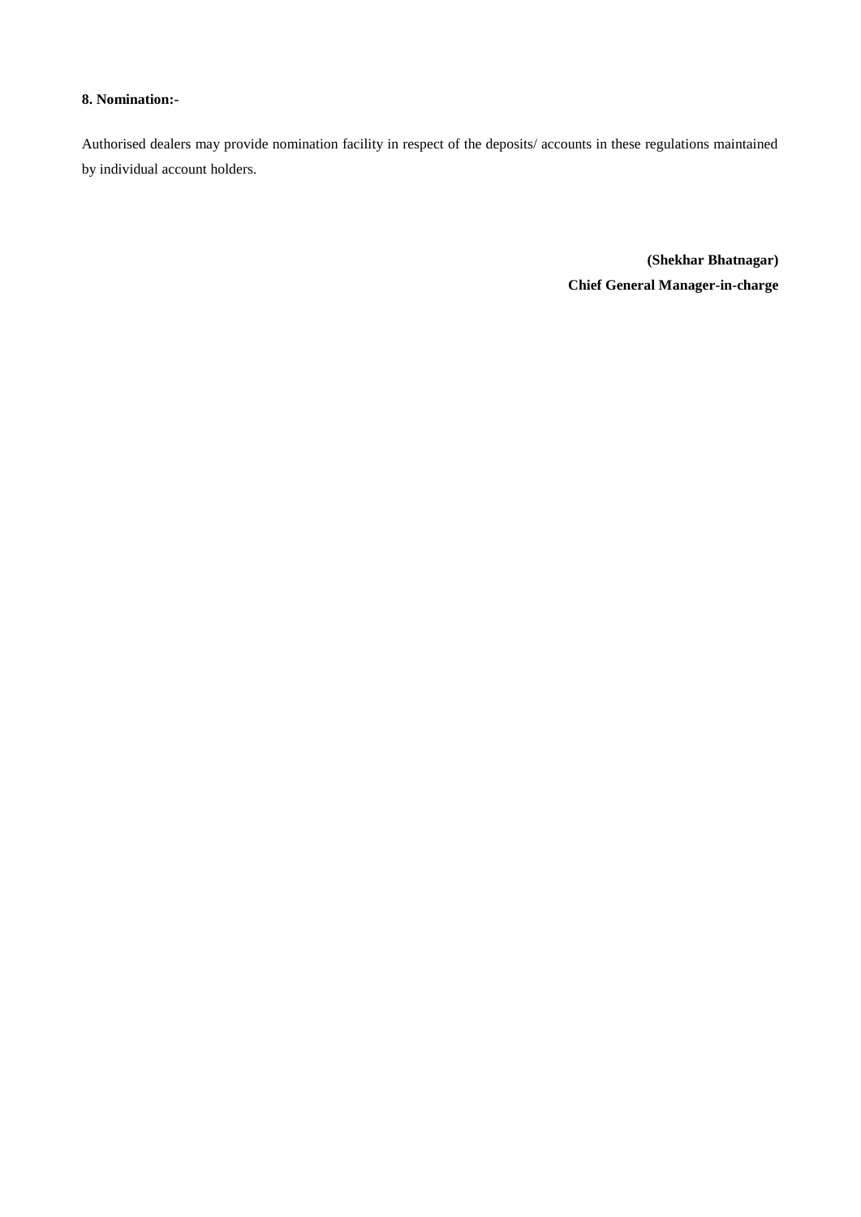**8. Nomination:-**

Authorised dealers may provide nomination facility in respect of the deposits/ accounts in these regulations maintained by individual account holders.

**(Shekhar Bhatnagar)**
**Chief General Manager-in-charge**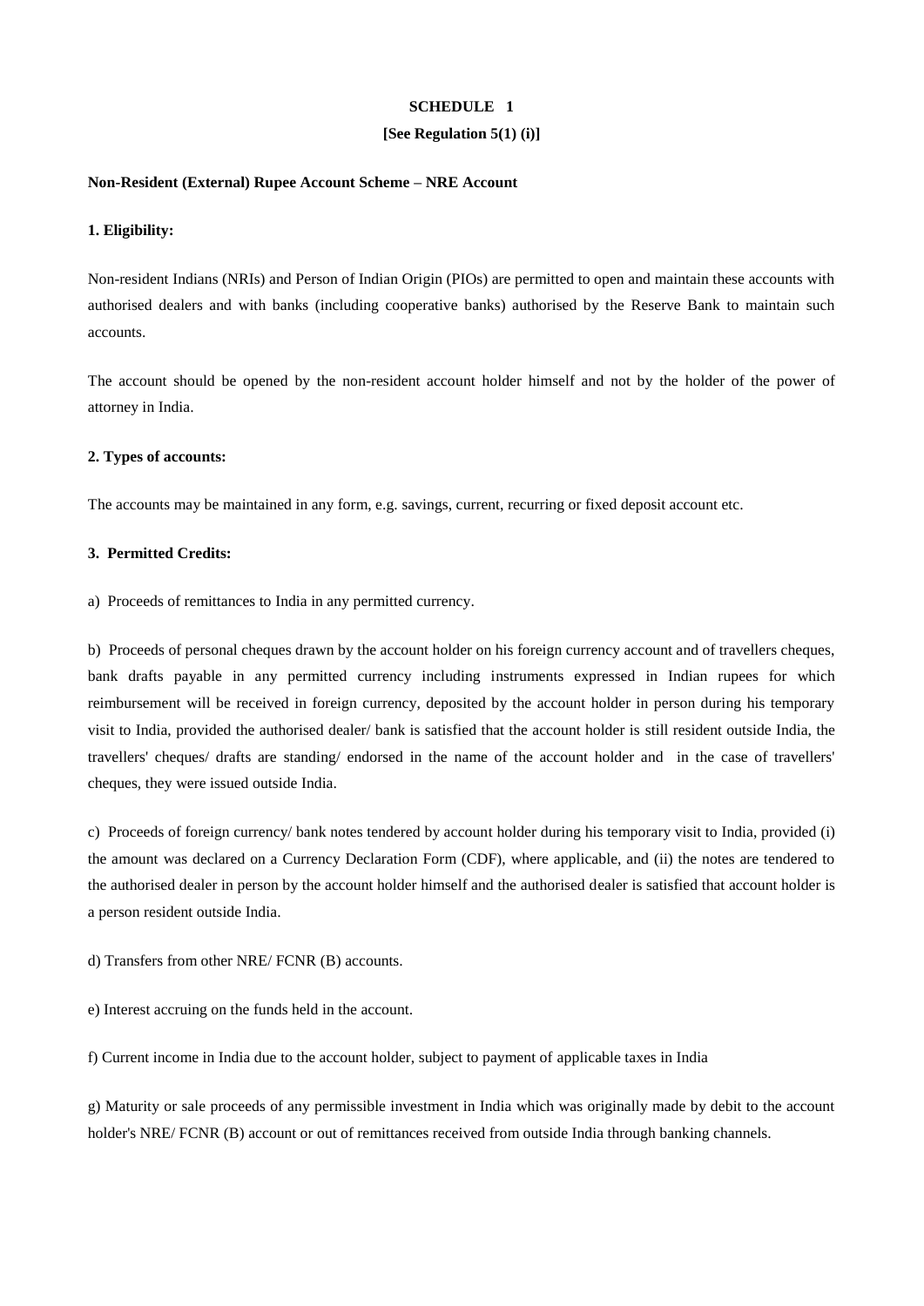**SCHEDULE 1**

**[See Regulation 5(1) (i)]**

**Non-Resident (External) Rupee Account Scheme – NRE Account**

**1. Eligibility:**

Non-resident Indians (NRIs) and Person of Indian Origin (PIOs) are permitted to open and maintain these accounts with authorised dealers and with banks (including cooperative banks) authorised by the Reserve Bank to maintain such accounts.

The account should be opened by the non-resident account holder himself and not by the holder of the power of attorney in India.

**2. Types of accounts:**

The accounts may be maintained in any form, e.g. savings, current, recurring or fixed deposit account etc.

**3. Permitted Credits:**

a) Proceeds of remittances to India in any permitted currency.

b) Proceeds of personal cheques drawn by the account holder on his foreign currency account and of travellers cheques, bank drafts payable in any permitted currency including instruments expressed in Indian rupees for which reimbursement will be received in foreign currency, deposited by the account holder in person during his temporary visit to India, provided the authorised dealer/ bank is satisfied that the account holder is still resident outside India, the travellers' cheques/ drafts are standing/ endorsed in the name of the account holder and in the case of travellers' cheques, they were issued outside India.

c) Proceeds of foreign currency/ bank notes tendered by account holder during his temporary visit to India, provided (i) the amount was declared on a Currency Declaration Form (CDF), where applicable, and (ii) the notes are tendered to the authorised dealer in person by the account holder himself and the authorised dealer is satisfied that account holder is a person resident outside India.

d) Transfers from other NRE/ FCNR (B) accounts.

e) Interest accruing on the funds held in the account.

f) Current income in India due to the account holder, subject to payment of applicable taxes in India

g) Maturity or sale proceeds of any permissible investment in India which was originally made by debit to the account holder's NRE/ FCNR (B) account or out of remittances received from outside India through banking channels.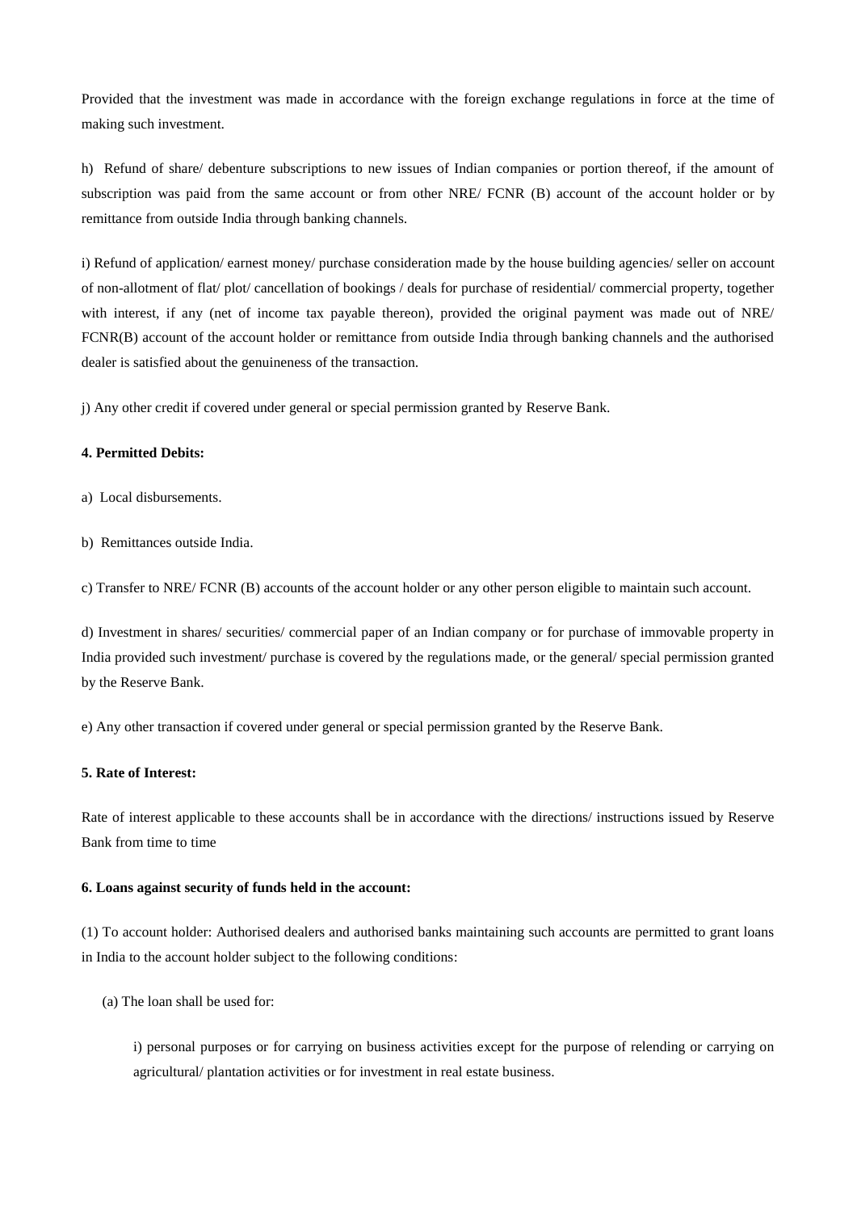Provided that the investment was made in accordance with the foreign exchange regulations in force at the time of making such investment.

h) Refund of share/ debenture subscriptions to new issues of Indian companies or portion thereof, if the amount of subscription was paid from the same account or from other NRE/ FCNR (B) account of the account holder or by remittance from outside India through banking channels.

i) Refund of application/ earnest money/ purchase consideration made by the house building agencies/ seller on account of non-allotment of flat/ plot/ cancellation of bookings / deals for purchase of residential/ commercial property, together with interest, if any (net of income tax payable thereon), provided the original payment was made out of NRE/ FCNR(B) account of the account holder or remittance from outside India through banking channels and the authorised dealer is satisfied about the genuineness of the transaction.

j) Any other credit if covered under general or special permission granted by Reserve Bank.

**4. Permitted Debits:**

a) Local disbursements.

b) Remittances outside India.

c) Transfer to NRE/ FCNR (B) accounts of the account holder or any other person eligible to maintain such account.

d) Investment in shares/ securities/ commercial paper of an Indian company or for purchase of immovable property in India provided such investment/ purchase is covered by the regulations made, or the general/ special permission granted by the Reserve Bank.

e) Any other transaction if covered under general or special permission granted by the Reserve Bank.

**5. Rate of Interest:**

Rate of interest applicable to these accounts shall be in accordance with the directions/ instructions issued by Reserve Bank from time to time

**6. Loans against security of funds held in the account:**

(1) To account holder: Authorised dealers and authorised banks maintaining such accounts are permitted to grant loans in India to the account holder subject to the following conditions:

(a) The loan shall be used for:

i) personal purposes or for carrying on business activities except for the purpose of relending or carrying on agricultural/ plantation activities or for investment in real estate business.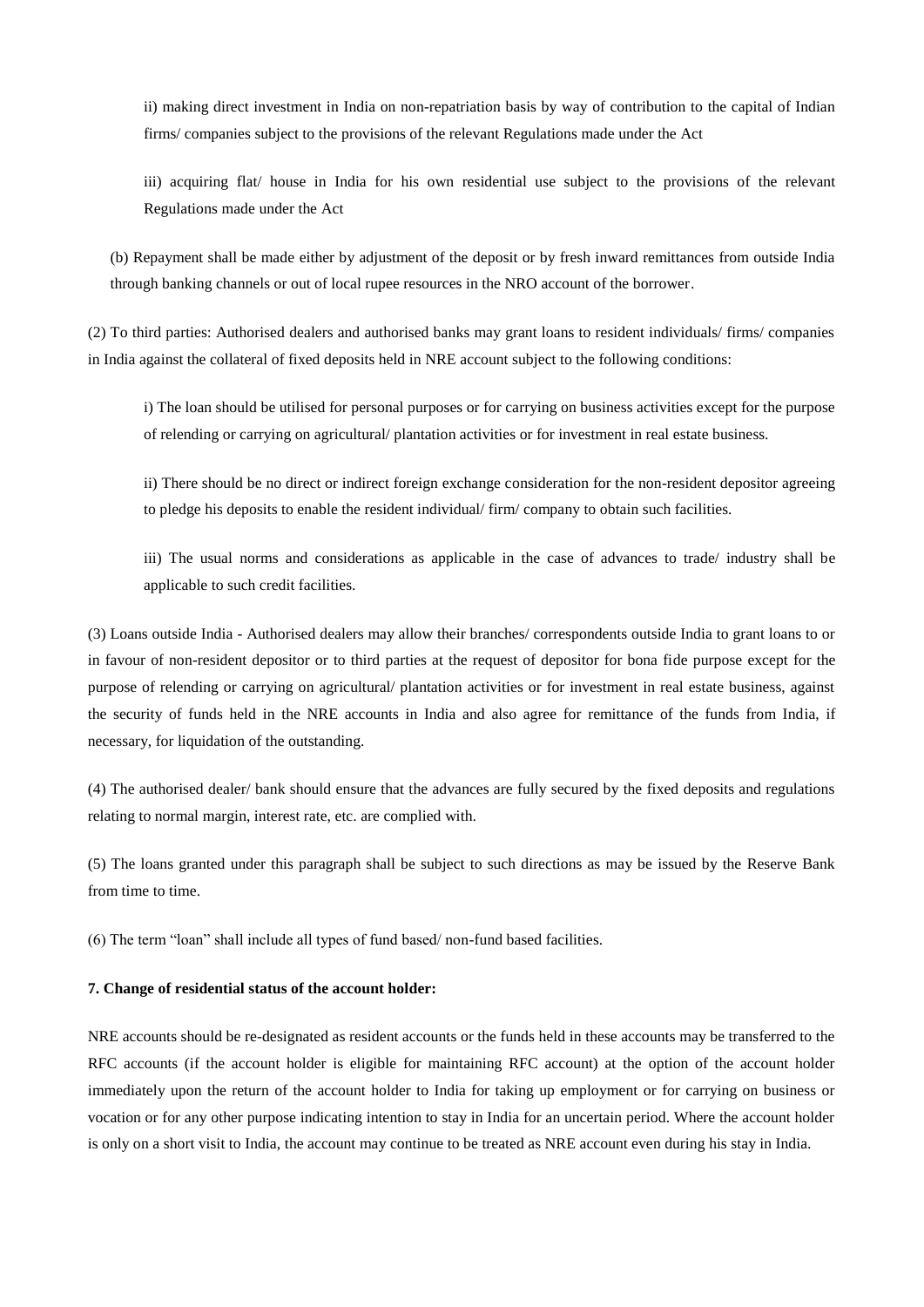ii) making direct investment in India on non-repatriation basis by way of contribution to the capital of Indian firms/ companies subject to the provisions of the relevant Regulations made under the Act

iii) acquiring flat/ house in India for his own residential use subject to the provisions of the relevant Regulations made under the Act

(b) Repayment shall be made either by adjustment of the deposit or by fresh inward remittances from outside India through banking channels or out of local rupee resources in the NRO account of the borrower.

(2) To third parties: Authorised dealers and authorised banks may grant loans to resident individuals/ firms/ companies in India against the collateral of fixed deposits held in NRE account subject to the following conditions:

i) The loan should be utilised for personal purposes or for carrying on business activities except for the purpose of relending or carrying on agricultural/ plantation activities or for investment in real estate business.

ii) There should be no direct or indirect foreign exchange consideration for the non-resident depositor agreeing to pledge his deposits to enable the resident individual/ firm/ company to obtain such facilities.

iii) The usual norms and considerations as applicable in the case of advances to trade/ industry shall be applicable to such credit facilities.

(3) Loans outside India - Authorised dealers may allow their branches/ correspondents outside India to grant loans to or in favour of non-resident depositor or to third parties at the request of depositor for bona fide purpose except for the purpose of relending or carrying on agricultural/ plantation activities or for investment in real estate business, against the security of funds held in the NRE accounts in India and also agree for remittance of the funds from India, if necessary, for liquidation of the outstanding.

(4) The authorised dealer/ bank should ensure that the advances are fully secured by the fixed deposits and regulations relating to normal margin, interest rate, etc. are complied with.

(5) The loans granted under this paragraph shall be subject to such directions as may be issued by the Reserve Bank from time to time.

(6) The term "loan" shall include all types of fund based/ non-fund based facilities.

**7. Change of residential status of the account holder:**

NRE accounts should be re-designated as resident accounts or the funds held in these accounts may be transferred to the RFC accounts (if the account holder is eligible for maintaining RFC account) at the option of the account holder immediately upon the return of the account holder to India for taking up employment or for carrying on business or vocation or for any other purpose indicating intention to stay in India for an uncertain period. Where the account holder is only on a short visit to India, the account may continue to be treated as NRE account even during his stay in India.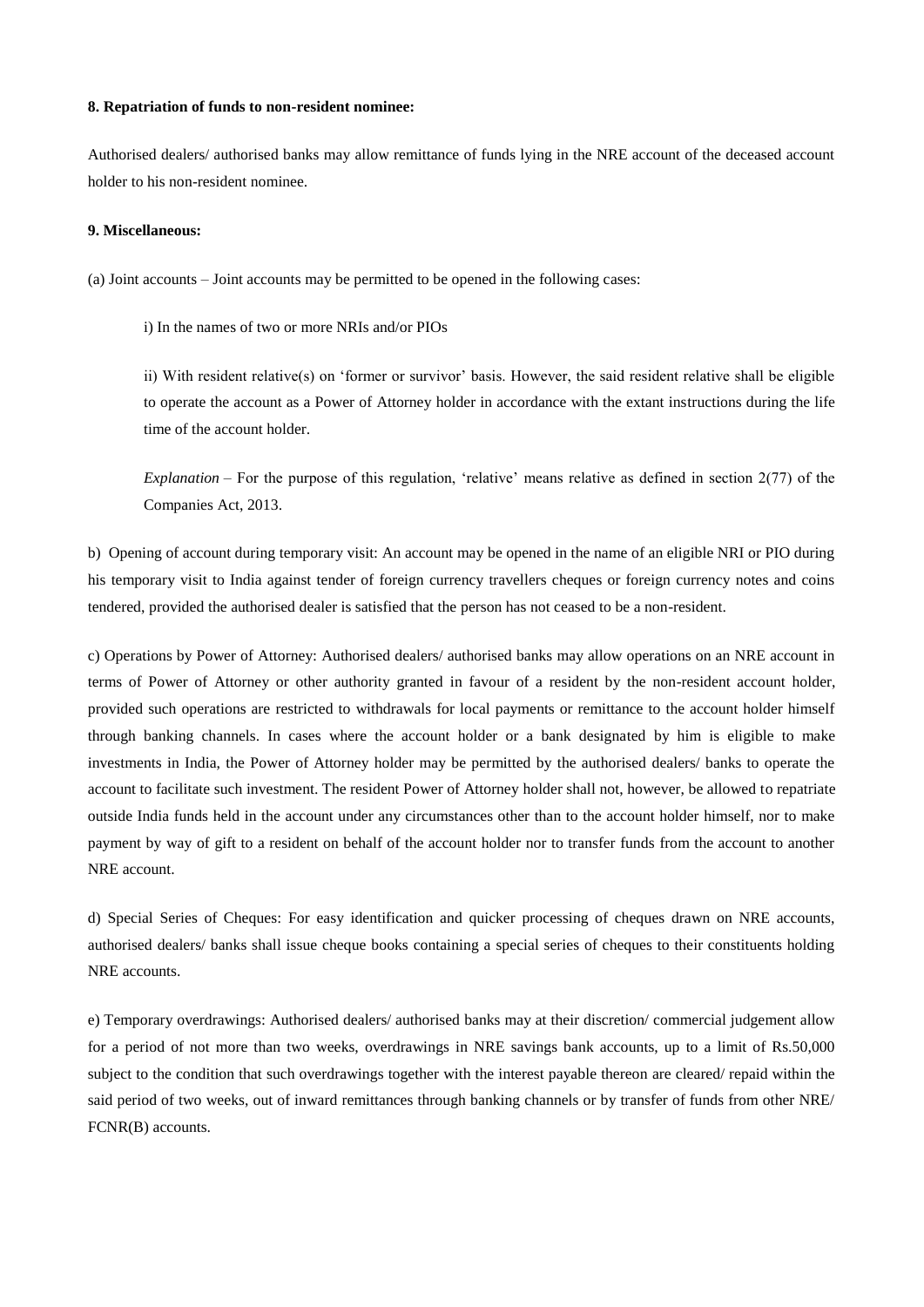**8. Repatriation of funds to non-resident nominee:**

Authorised dealers/ authorised banks may allow remittance of funds lying in the NRE account of the deceased account holder to his non-resident nominee.

**9. Miscellaneous:**

(a) Joint accounts – Joint accounts may be permitted to be opened in the following cases:

i) In the names of two or more NRIs and/or PIOs

ii) With resident relative(s) on 'former or survivor' basis. However, the said resident relative shall be eligible to operate the account as a Power of Attorney holder in accordance with the extant instructions during the life time of the account holder.

*Explanation* – For the purpose of this regulation, 'relative' means relative as defined in section 2(77) of the Companies Act, 2013.

b) Opening of account during temporary visit: An account may be opened in the name of an eligible NRI or PIO during his temporary visit to India against tender of foreign currency travellers cheques or foreign currency notes and coins tendered, provided the authorised dealer is satisfied that the person has not ceased to be a non-resident.

c) Operations by Power of Attorney: Authorised dealers/ authorised banks may allow operations on an NRE account in terms of Power of Attorney or other authority granted in favour of a resident by the non-resident account holder, provided such operations are restricted to withdrawals for local payments or remittance to the account holder himself through banking channels. In cases where the account holder or a bank designated by him is eligible to make investments in India, the Power of Attorney holder may be permitted by the authorised dealers/ banks to operate the account to facilitate such investment. The resident Power of Attorney holder shall not, however, be allowed to repatriate outside India funds held in the account under any circumstances other than to the account holder himself, nor to make payment by way of gift to a resident on behalf of the account holder nor to transfer funds from the account to another NRE account.

d) Special Series of Cheques: For easy identification and quicker processing of cheques drawn on NRE accounts, authorised dealers/ banks shall issue cheque books containing a special series of cheques to their constituents holding NRE accounts.

e) Temporary overdrawings: Authorised dealers/ authorised banks may at their discretion/ commercial judgement allow for a period of not more than two weeks, overdrawings in NRE savings bank accounts, up to a limit of Rs.50,000 subject to the condition that such overdrawings together with the interest payable thereon are cleared/ repaid within the said period of two weeks, out of inward remittances through banking channels or by transfer of funds from other NRE/ FCNR(B) accounts.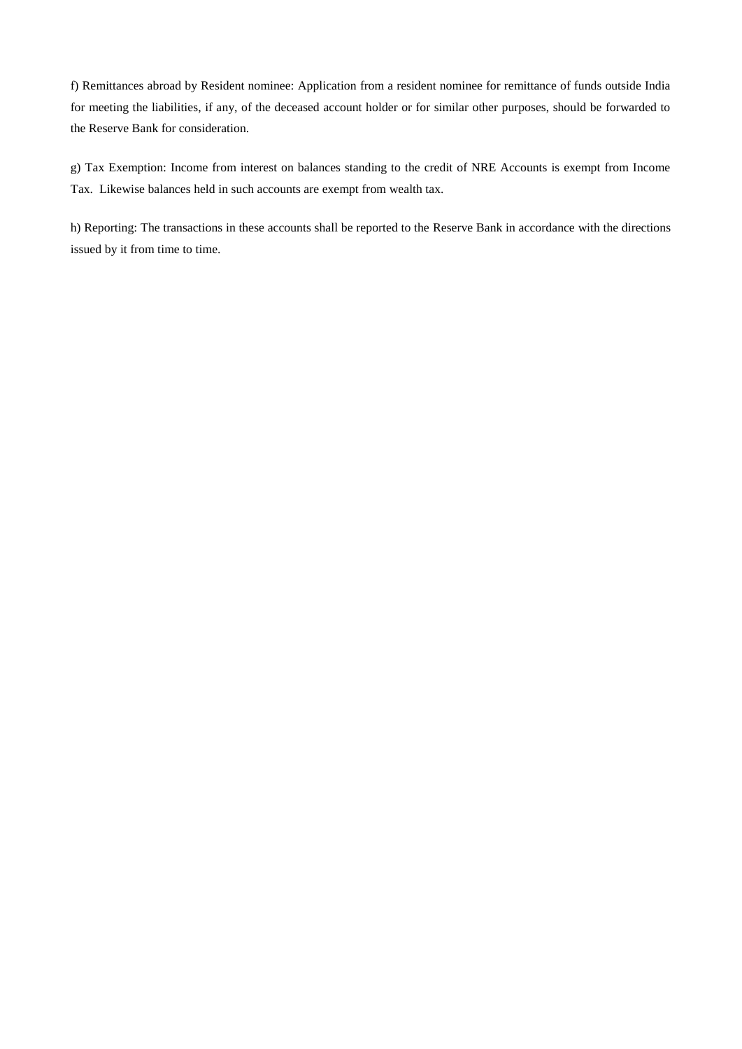f) Remittances abroad by Resident nominee: Application from a resident nominee for remittance of funds outside India for meeting the liabilities, if any, of the deceased account holder or for similar other purposes, should be forwarded to the Reserve Bank for consideration.

g) Tax Exemption: Income from interest on balances standing to the credit of NRE Accounts is exempt from Income Tax. Likewise balances held in such accounts are exempt from wealth tax.

h) Reporting: The transactions in these accounts shall be reported to the Reserve Bank in accordance with the directions issued by it from time to time.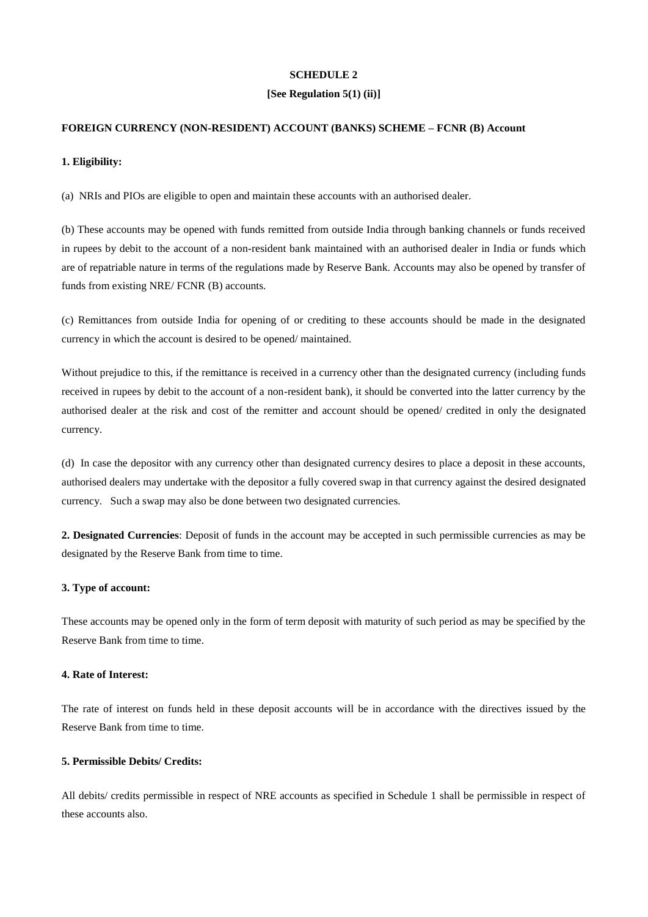**SCHEDULE 2**

**[See Regulation 5(1) (ii)]**

**FOREIGN CURRENCY (NON-RESIDENT) ACCOUNT (BANKS) SCHEME – FCNR (B) Account**

**1. Eligibility:**

(a) NRIs and PIOs are eligible to open and maintain these accounts with an authorised dealer.

(b) These accounts may be opened with funds remitted from outside India through banking channels or funds received in rupees by debit to the account of a non-resident bank maintained with an authorised dealer in India or funds which are of repatriable nature in terms of the regulations made by Reserve Bank. Accounts may also be opened by transfer of funds from existing NRE/ FCNR (B) accounts.

(c) Remittances from outside India for opening of or crediting to these accounts should be made in the designated currency in which the account is desired to be opened/ maintained.

Without prejudice to this, if the remittance is received in a currency other than the designated currency (including funds received in rupees by debit to the account of a non-resident bank), it should be converted into the latter currency by the authorised dealer at the risk and cost of the remitter and account should be opened/ credited in only the designated currency.

(d) In case the depositor with any currency other than designated currency desires to place a deposit in these accounts, authorised dealers may undertake with the depositor a fully covered swap in that currency against the desired designated currency. Such a swap may also be done between two designated currencies.

**2. Designated Currencies**: Deposit of funds in the account may be accepted in such permissible currencies as may be designated by the Reserve Bank from time to time.

**3. Type of account:**

These accounts may be opened only in the form of term deposit with maturity of such period as may be specified by the Reserve Bank from time to time.

**4. Rate of Interest:**

The rate of interest on funds held in these deposit accounts will be in accordance with the directives issued by the Reserve Bank from time to time.

**5. Permissible Debits/ Credits:**

All debits/ credits permissible in respect of NRE accounts as specified in Schedule 1 shall be permissible in respect of these accounts also.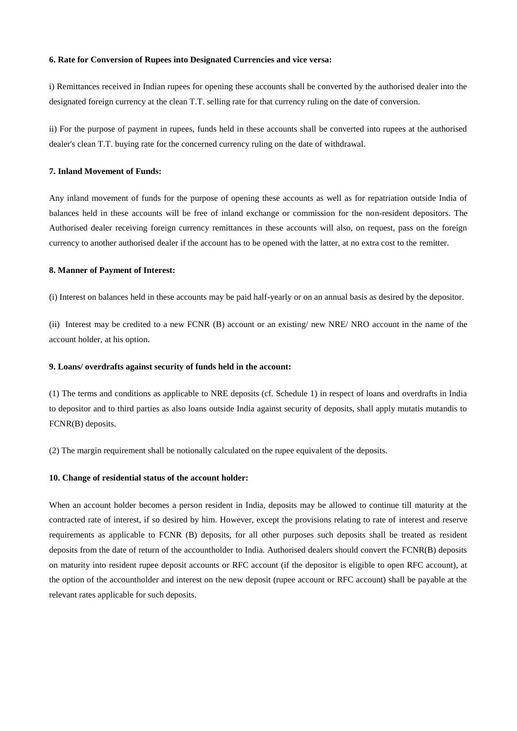**6. Rate for Conversion of Rupees into Designated Currencies and vice versa:**

i) Remittances received in Indian rupees for opening these accounts shall be converted by the authorised dealer into the designated foreign currency at the clean T.T. selling rate for that currency ruling on the date of conversion.

ii) For the purpose of payment in rupees, funds held in these accounts shall be converted into rupees at the authorised dealer's clean T.T. buying rate for the concerned currency ruling on the date of withdrawal.

**7. Inland Movement of Funds:**

Any inland movement of funds for the purpose of opening these accounts as well as for repatriation outside India of balances held in these accounts will be free of inland exchange or commission for the non-resident depositors. The Authorised dealer receiving foreign currency remittances in these accounts will also, on request, pass on the foreign currency to another authorised dealer if the account has to be opened with the latter, at no extra cost to the remitter.

**8. Manner of Payment of Interest:**

(i) Interest on balances held in these accounts may be paid half-yearly or on an annual basis as desired by the depositor.

(ii) Interest may be credited to a new FCNR (B) account or an existing/ new NRE/ NRO account in the name of the account holder, at his option.

**9. Loans/ overdrafts against security of funds held in the account:**

(1) The terms and conditions as applicable to NRE deposits (cf. Schedule 1) in respect of loans and overdrafts in India to depositor and to third parties as also loans outside India against security of deposits, shall apply mutatis mutandis to FCNR(B) deposits.

(2) The margin requirement shall be notionally calculated on the rupee equivalent of the deposits.

**10. Change of residential status of the account holder:**

When an account holder becomes a person resident in India, deposits may be allowed to continue till maturity at the contracted rate of interest, if so desired by him. However, except the provisions relating to rate of interest and reserve requirements as applicable to FCNR (B) deposits, for all other purposes such deposits shall be treated as resident deposits from the date of return of the accountholder to India. Authorised dealers should convert the FCNR(B) deposits on maturity into resident rupee deposit accounts or RFC account (if the depositor is eligible to open RFC account), at the option of the accountholder and interest on the new deposit (rupee account or RFC account) shall be payable at the relevant rates applicable for such deposits.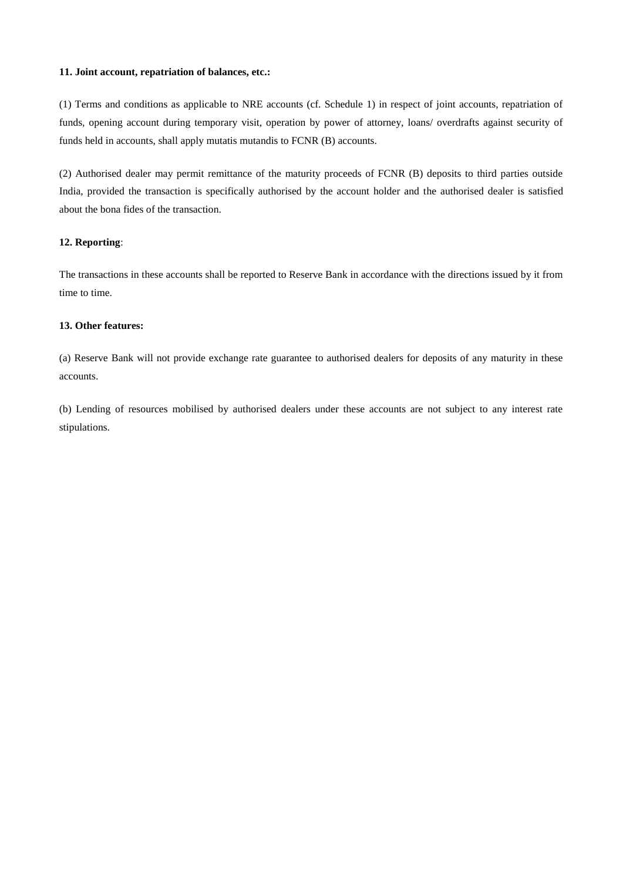**11. Joint account, repatriation of balances, etc.:**

(1) Terms and conditions as applicable to NRE accounts (cf. Schedule 1) in respect of joint accounts, repatriation of funds, opening account during temporary visit, operation by power of attorney, loans/ overdrafts against security of funds held in accounts, shall apply mutatis mutandis to FCNR (B) accounts.

(2) Authorised dealer may permit remittance of the maturity proceeds of FCNR (B) deposits to third parties outside India, provided the transaction is specifically authorised by the account holder and the authorised dealer is satisfied about the bona fides of the transaction.

**12. Reporting**:

The transactions in these accounts shall be reported to Reserve Bank in accordance with the directions issued by it from time to time.

**13. Other features:**

(a) Reserve Bank will not provide exchange rate guarantee to authorised dealers for deposits of any maturity in these accounts.

(b) Lending of resources mobilised by authorised dealers under these accounts are not subject to any interest rate stipulations.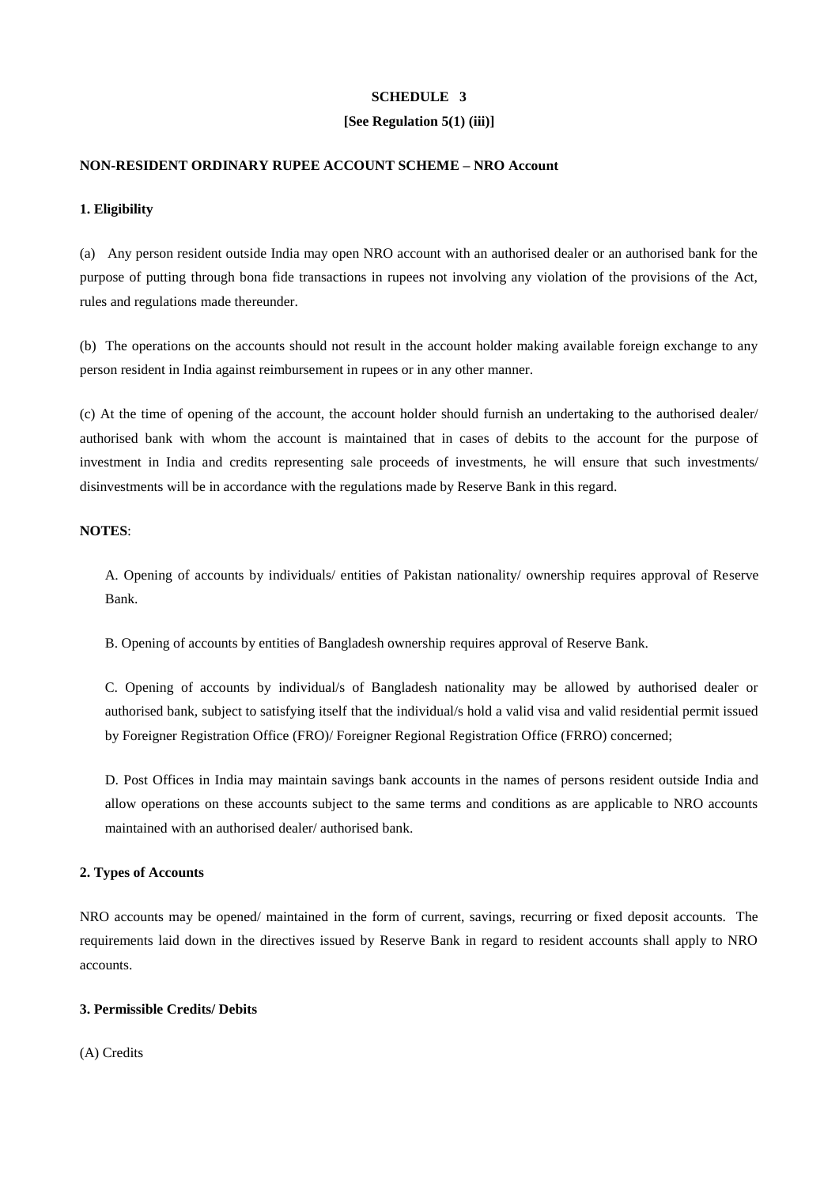**SCHEDULE 3**

**[See Regulation 5(1) (iii)]**

**NON-RESIDENT ORDINARY RUPEE ACCOUNT SCHEME – NRO Account**

**1. Eligibility**

(a) Any person resident outside India may open NRO account with an authorised dealer or an authorised bank for the purpose of putting through bona fide transactions in rupees not involving any violation of the provisions of the Act, rules and regulations made thereunder.

(b) The operations on the accounts should not result in the account holder making available foreign exchange to any person resident in India against reimbursement in rupees or in any other manner.

(c) At the time of opening of the account, the account holder should furnish an undertaking to the authorised dealer/ authorised bank with whom the account is maintained that in cases of debits to the account for the purpose of investment in India and credits representing sale proceeds of investments, he will ensure that such investments/ disinvestments will be in accordance with the regulations made by Reserve Bank in this regard.

**NOTES**:

A. Opening of accounts by individuals/ entities of Pakistan nationality/ ownership requires approval of Reserve Bank.

B. Opening of accounts by entities of Bangladesh ownership requires approval of Reserve Bank.

C. Opening of accounts by individual/s of Bangladesh nationality may be allowed by authorised dealer or authorised bank, subject to satisfying itself that the individual/s hold a valid visa and valid residential permit issued by Foreigner Registration Office (FRO)/ Foreigner Regional Registration Office (FRRO) concerned;

D. Post Offices in India may maintain savings bank accounts in the names of persons resident outside India and allow operations on these accounts subject to the same terms and conditions as are applicable to NRO accounts maintained with an authorised dealer/ authorised bank.

**2. Types of Accounts**

NRO accounts may be opened/ maintained in the form of current, savings, recurring or fixed deposit accounts. The requirements laid down in the directives issued by Reserve Bank in regard to resident accounts shall apply to NRO accounts.

**3. Permissible Credits/ Debits**

(A) Credits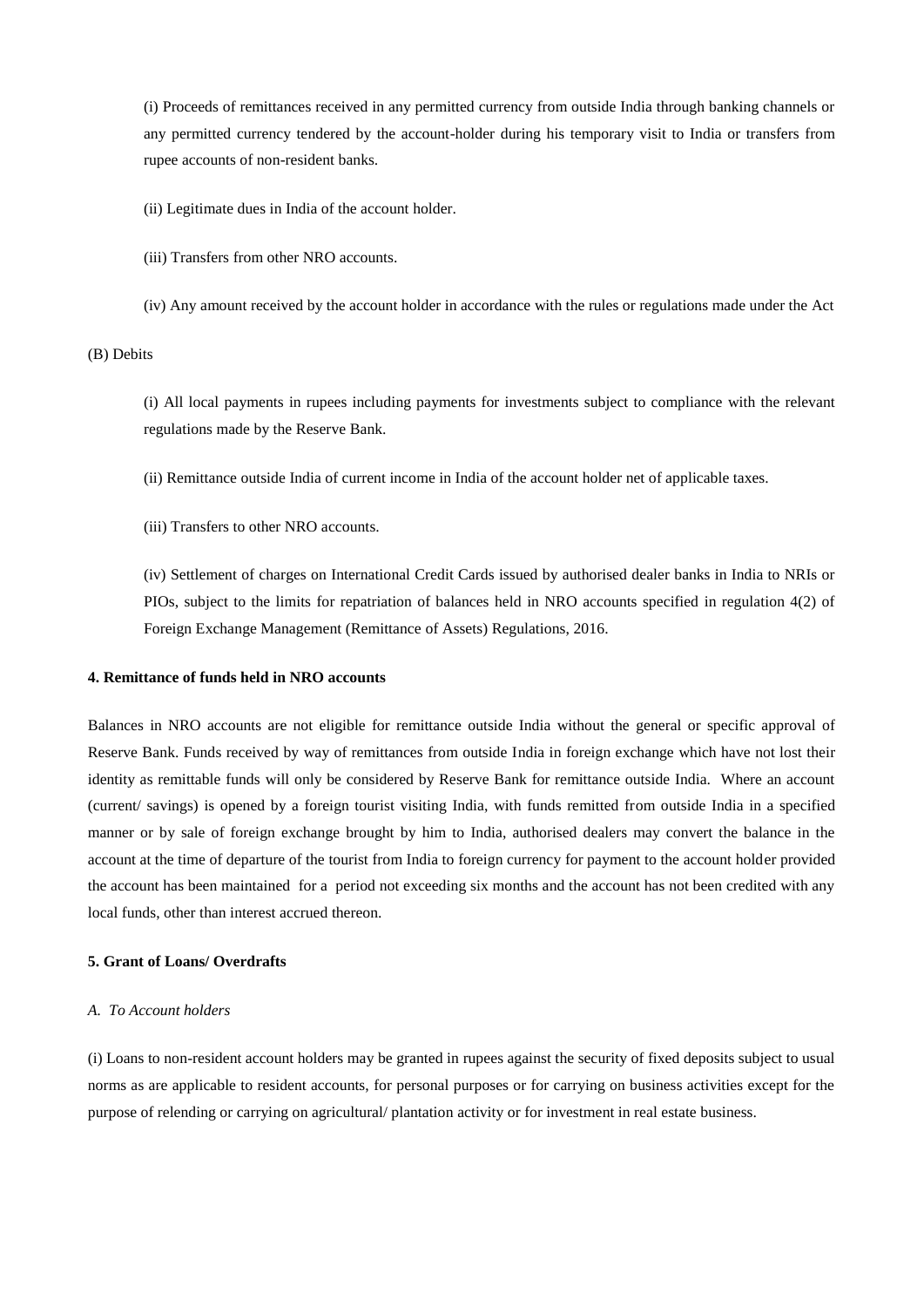(i) Proceeds of remittances received in any permitted currency from outside India through banking channels or any permitted currency tendered by the account-holder during his temporary visit to India or transfers from rupee accounts of non-resident banks.

(ii) Legitimate dues in India of the account holder.

(iii) Transfers from other NRO accounts.

(iv) Any amount received by the account holder in accordance with the rules or regulations made under the Act

(B) Debits

(i) All local payments in rupees including payments for investments subject to compliance with the relevant regulations made by the Reserve Bank.

(ii) Remittance outside India of current income in India of the account holder net of applicable taxes.

(iii) Transfers to other NRO accounts.

(iv) Settlement of charges on International Credit Cards issued by authorised dealer banks in India to NRIs or PIOs, subject to the limits for repatriation of balances held in NRO accounts specified in regulation 4(2) of Foreign Exchange Management (Remittance of Assets) Regulations, 2016.

**4. Remittance of funds held in NRO accounts**

Balances in NRO accounts are not eligible for remittance outside India without the general or specific approval of Reserve Bank. Funds received by way of remittances from outside India in foreign exchange which have not lost their identity as remittable funds will only be considered by Reserve Bank for remittance outside India. Where an account (current/ savings) is opened by a foreign tourist visiting India, with funds remitted from outside India in a specified manner or by sale of foreign exchange brought by him to India, authorised dealers may convert the balance in the account at the time of departure of the tourist from India to foreign currency for payment to the account holder provided the account has been maintained for a period not exceeding six months and the account has not been credited with any local funds, other than interest accrued thereon.

**5. Grant of Loans/ Overdrafts**

*A. To Account holders*

(i) Loans to non-resident account holders may be granted in rupees against the security of fixed deposits subject to usual norms as are applicable to resident accounts, for personal purposes or for carrying on business activities except for the purpose of relending or carrying on agricultural/ plantation activity or for investment in real estate business.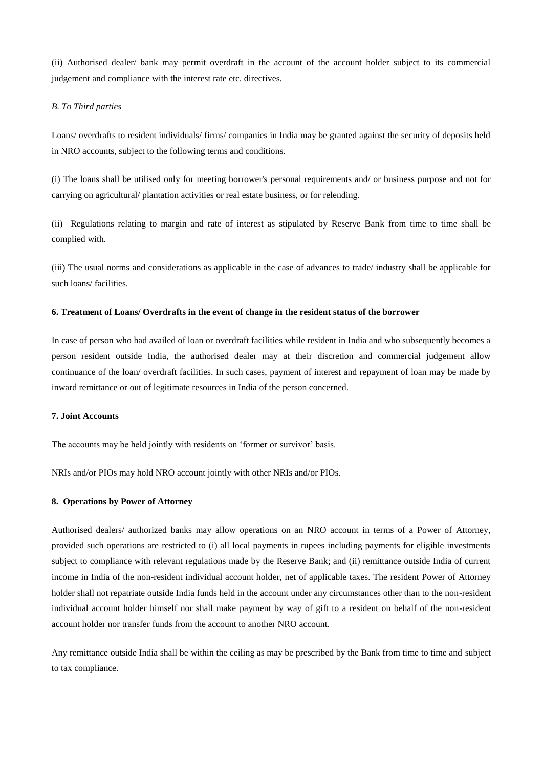(ii) Authorised dealer/ bank may permit overdraft in the account of the account holder subject to its commercial judgement and compliance with the interest rate etc. directives.

*B. To Third parties*

Loans/ overdrafts to resident individuals/ firms/ companies in India may be granted against the security of deposits held in NRO accounts, subject to the following terms and conditions.

(i) The loans shall be utilised only for meeting borrower's personal requirements and/ or business purpose and not for carrying on agricultural/ plantation activities or real estate business, or for relending.

(ii) Regulations relating to margin and rate of interest as stipulated by Reserve Bank from time to time shall be complied with.

(iii) The usual norms and considerations as applicable in the case of advances to trade/ industry shall be applicable for such loans/ facilities.

**6. Treatment of Loans/ Overdrafts in the event of change in the resident status of the borrower**

In case of person who had availed of loan or overdraft facilities while resident in India and who subsequently becomes a person resident outside India, the authorised dealer may at their discretion and commercial judgement allow continuance of the loan/ overdraft facilities. In such cases, payment of interest and repayment of loan may be made by inward remittance or out of legitimate resources in India of the person concerned.

**7. Joint Accounts**

The accounts may be held jointly with residents on 'former or survivor' basis.

NRIs and/or PIOs may hold NRO account jointly with other NRIs and/or PIOs.

**8. Operations by Power of Attorney**

Authorised dealers/ authorized banks may allow operations on an NRO account in terms of a Power of Attorney, provided such operations are restricted to (i) all local payments in rupees including payments for eligible investments subject to compliance with relevant regulations made by the Reserve Bank; and (ii) remittance outside India of current income in India of the non-resident individual account holder, net of applicable taxes. The resident Power of Attorney holder shall not repatriate outside India funds held in the account under any circumstances other than to the non-resident individual account holder himself nor shall make payment by way of gift to a resident on behalf of the non-resident account holder nor transfer funds from the account to another NRO account.

Any remittance outside India shall be within the ceiling as may be prescribed by the Bank from time to time and subject to tax compliance.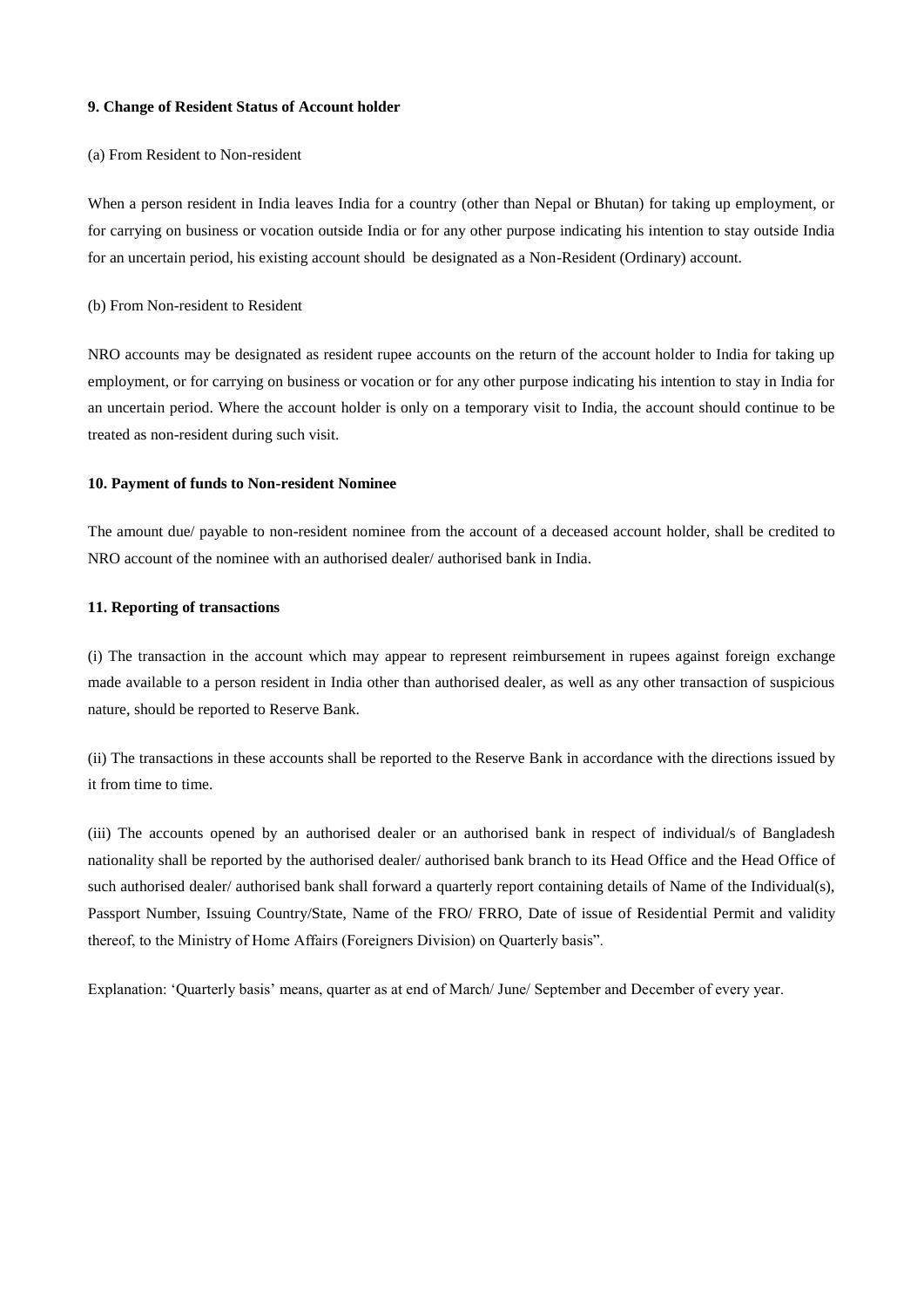**9. Change of Resident Status of Account holder**

(a) From Resident to Non-resident

When a person resident in India leaves India for a country (other than Nepal or Bhutan) for taking up employment, or for carrying on business or vocation outside India or for any other purpose indicating his intention to stay outside India for an uncertain period, his existing account should be designated as a Non-Resident (Ordinary) account.

(b) From Non-resident to Resident

NRO accounts may be designated as resident rupee accounts on the return of the account holder to India for taking up employment, or for carrying on business or vocation or for any other purpose indicating his intention to stay in India for an uncertain period. Where the account holder is only on a temporary visit to India, the account should continue to be treated as non-resident during such visit.

**10. Payment of funds to Non-resident Nominee**

The amount due/ payable to non-resident nominee from the account of a deceased account holder, shall be credited to NRO account of the nominee with an authorised dealer/ authorised bank in India.

**11. Reporting of transactions**

(i) The transaction in the account which may appear to represent reimbursement in rupees against foreign exchange made available to a person resident in India other than authorised dealer, as well as any other transaction of suspicious nature, should be reported to Reserve Bank.

(ii) The transactions in these accounts shall be reported to the Reserve Bank in accordance with the directions issued by it from time to time.

(iii) The accounts opened by an authorised dealer or an authorised bank in respect of individual/s of Bangladesh nationality shall be reported by the authorised dealer/ authorised bank branch to its Head Office and the Head Office of such authorised dealer/ authorised bank shall forward a quarterly report containing details of Name of the Individual(s), Passport Number, Issuing Country/State, Name of the FRO/ FRRO, Date of issue of Residential Permit and validity thereof, to the Ministry of Home Affairs (Foreigners Division) on Quarterly basis".

Explanation: 'Quarterly basis' means, quarter as at end of March/ June/ September and December of every year.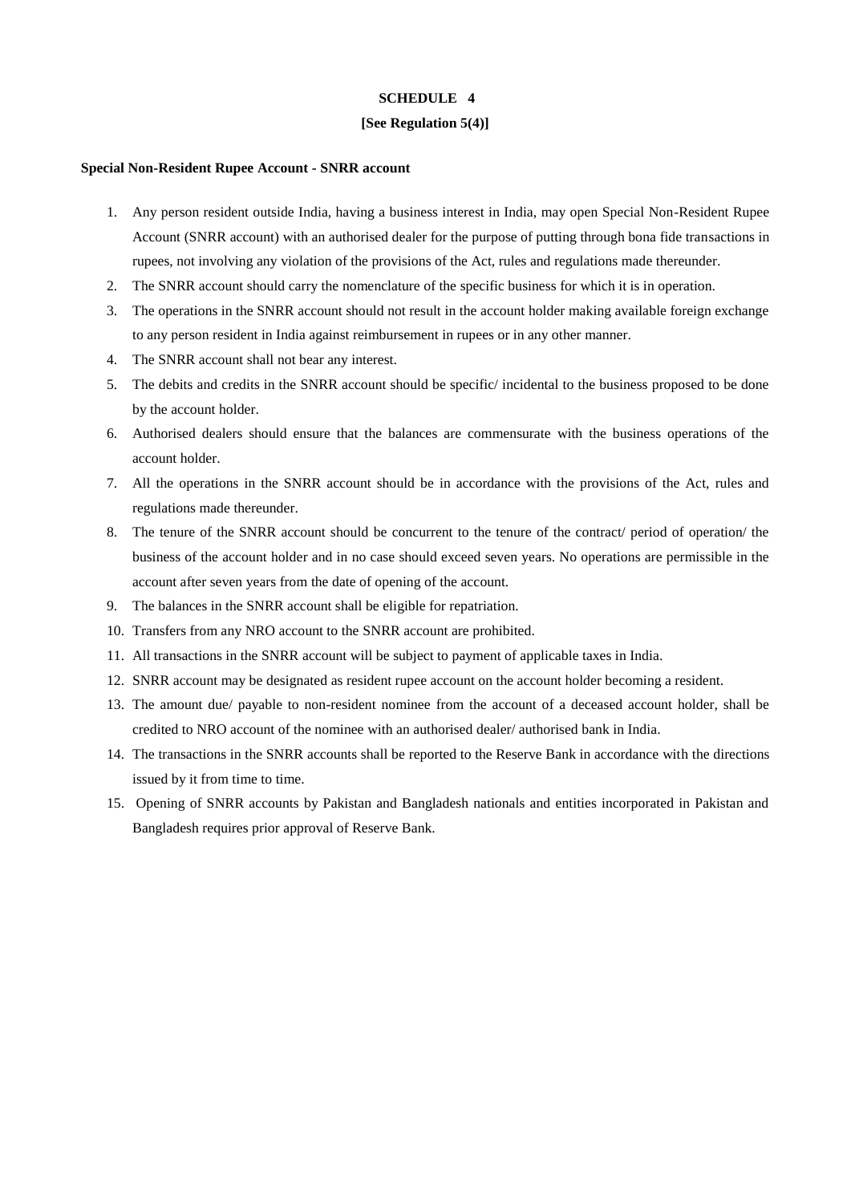**SCHEDULE 4**

**[See Regulation 5(4)]**

**Special Non-Resident Rupee Account - SNRR account**

1. Any person resident outside India, having a business interest in India, may open Special Non-Resident Rupee Account (SNRR account) with an authorised dealer for the purpose of putting through bona fide transactions in rupees, not involving any violation of the provisions of the Act, rules and regulations made thereunder.
2. The SNRR account should carry the nomenclature of the specific business for which it is in operation.
3. The operations in the SNRR account should not result in the account holder making available foreign exchange to any person resident in India against reimbursement in rupees or in any other manner.
4. The SNRR account shall not bear any interest.
5. The debits and credits in the SNRR account should be specific/ incidental to the business proposed to be done by the account holder.
6. Authorised dealers should ensure that the balances are commensurate with the business operations of the account holder.
7. All the operations in the SNRR account should be in accordance with the provisions of the Act, rules and regulations made thereunder.
8. The tenure of the SNRR account should be concurrent to the tenure of the contract/ period of operation/ the business of the account holder and in no case should exceed seven years. No operations are permissible in the account after seven years from the date of opening of the account.
9. The balances in the SNRR account shall be eligible for repatriation.
10. Transfers from any NRO account to the SNRR account are prohibited.
11. All transactions in the SNRR account will be subject to payment of applicable taxes in India.
12. SNRR account may be designated as resident rupee account on the account holder becoming a resident.
13. The amount due/ payable to non-resident nominee from the account of a deceased account holder, shall be credited to NRO account of the nominee with an authorised dealer/ authorised bank in India.
14. The transactions in the SNRR accounts shall be reported to the Reserve Bank in accordance with the directions issued by it from time to time.
15. Opening of SNRR accounts by Pakistan and Bangladesh nationals and entities incorporated in Pakistan and Bangladesh requires prior approval of Reserve Bank.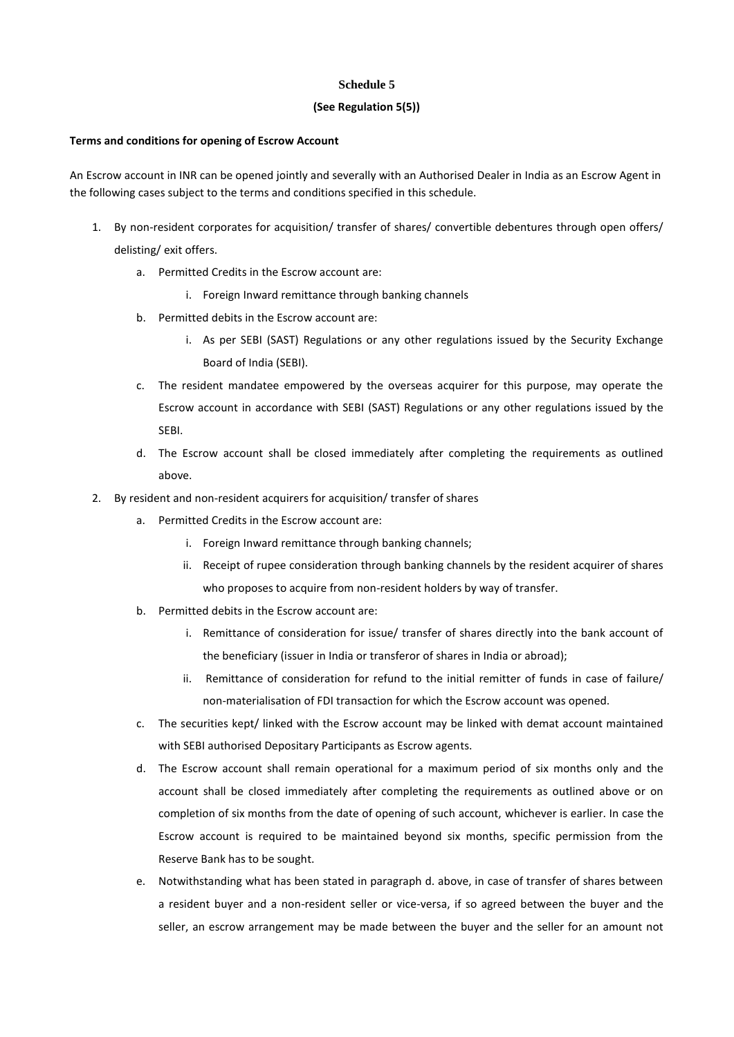**Schedule 5**

**(See Regulation 5(5))**

**Terms and conditions for opening of Escrow Account**

An Escrow account in INR can be opened jointly and severally with an Authorised Dealer in India as an Escrow Agent in the following cases subject to the terms and conditions specified in this schedule.

1. By non-resident corporates for acquisition/ transfer of shares/ convertible debentures through open offers/ delisting/ exit offers.
    a. Permitted Credits in the Escrow account are:
        i. Foreign Inward remittance through banking channels
    b. Permitted debits in the Escrow account are:
        i. As per SEBI (SAST) Regulations or any other regulations issued by the Security Exchange Board of India (SEBI).
    c. The resident mandatee empowered by the overseas acquirer for this purpose, may operate the Escrow account in accordance with SEBI (SAST) Regulations or any other regulations issued by the SEBI.
    d. The Escrow account shall be closed immediately after completing the requirements as outlined above.
2. By resident and non-resident acquirers for acquisition/ transfer of shares
    a. Permitted Credits in the Escrow account are:
        i. Foreign Inward remittance through banking channels;
        ii. Receipt of rupee consideration through banking channels by the resident acquirer of shares who proposes to acquire from non-resident holders by way of transfer.
    b. Permitted debits in the Escrow account are:
        i. Remittance of consideration for issue/ transfer of shares directly into the bank account of the beneficiary (issuer in India or transferor of shares in India or abroad);
        ii. Remittance of consideration for refund to the initial remitter of funds in case of failure/ non-materialisation of FDI transaction for which the Escrow account was opened.
    c. The securities kept/ linked with the Escrow account may be linked with demat account maintained with SEBI authorised Depositary Participants as Escrow agents.
    d. The Escrow account shall remain operational for a maximum period of six months only and the account shall be closed immediately after completing the requirements as outlined above or on completion of six months from the date of opening of such account, whichever is earlier. In case the Escrow account is required to be maintained beyond six months, specific permission from the Reserve Bank has to be sought.
    e. Notwithstanding what has been stated in paragraph d. above, in case of transfer of shares between a resident buyer and a non-resident seller or vice-versa, if so agreed between the buyer and the seller, an escrow arrangement may be made between the buyer and the seller for an amount not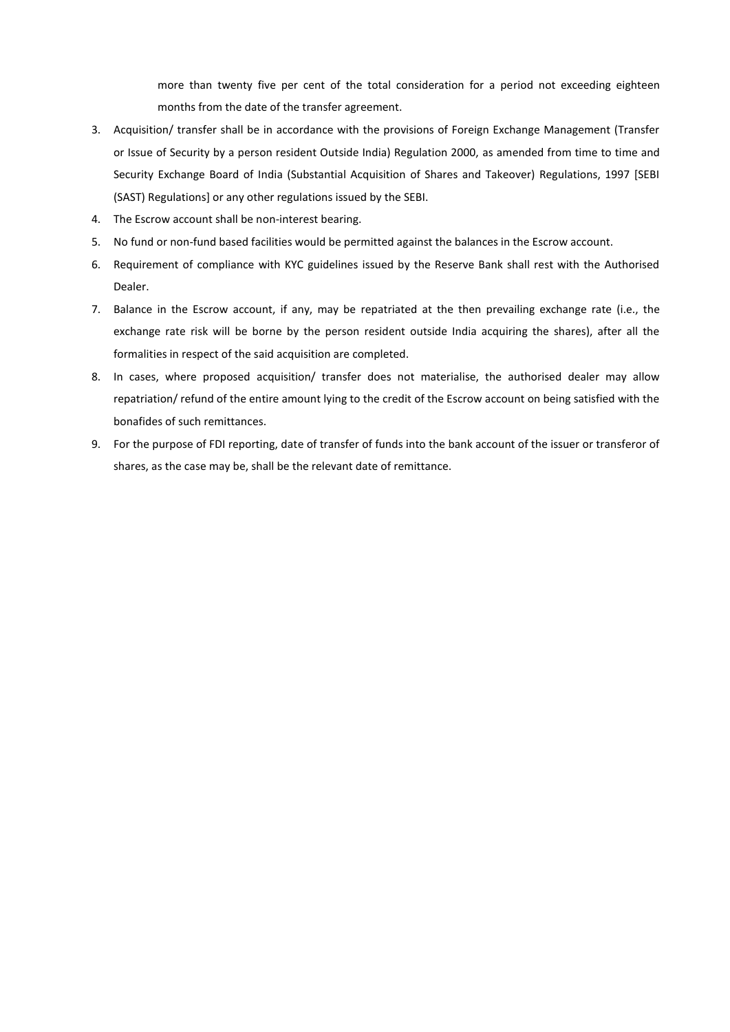more than twenty five per cent of the total consideration for a period not exceeding eighteen months from the date of the transfer agreement.

3. Acquisition/ transfer shall be in accordance with the provisions of Foreign Exchange Management (Transfer or Issue of Security by a person resident Outside India) Regulation 2000, as amended from time to time and Security Exchange Board of India (Substantial Acquisition of Shares and Takeover) Regulations, 1997 [SEBI (SAST) Regulations] or any other regulations issued by the SEBI.
4. The Escrow account shall be non-interest bearing.
5. No fund or non-fund based facilities would be permitted against the balances in the Escrow account.
6. Requirement of compliance with KYC guidelines issued by the Reserve Bank shall rest with the Authorised Dealer.
7. Balance in the Escrow account, if any, may be repatriated at the then prevailing exchange rate (i.e., the exchange rate risk will be borne by the person resident outside India acquiring the shares), after all the formalities in respect of the said acquisition are completed.
8. In cases, where proposed acquisition/ transfer does not materialise, the authorised dealer may allow repatriation/ refund of the entire amount lying to the credit of the Escrow account on being satisfied with the bonafides of such remittances.
9. For the purpose of FDI reporting, date of transfer of funds into the bank account of the issuer or transferor of shares, as the case may be, shall be the relevant date of remittance.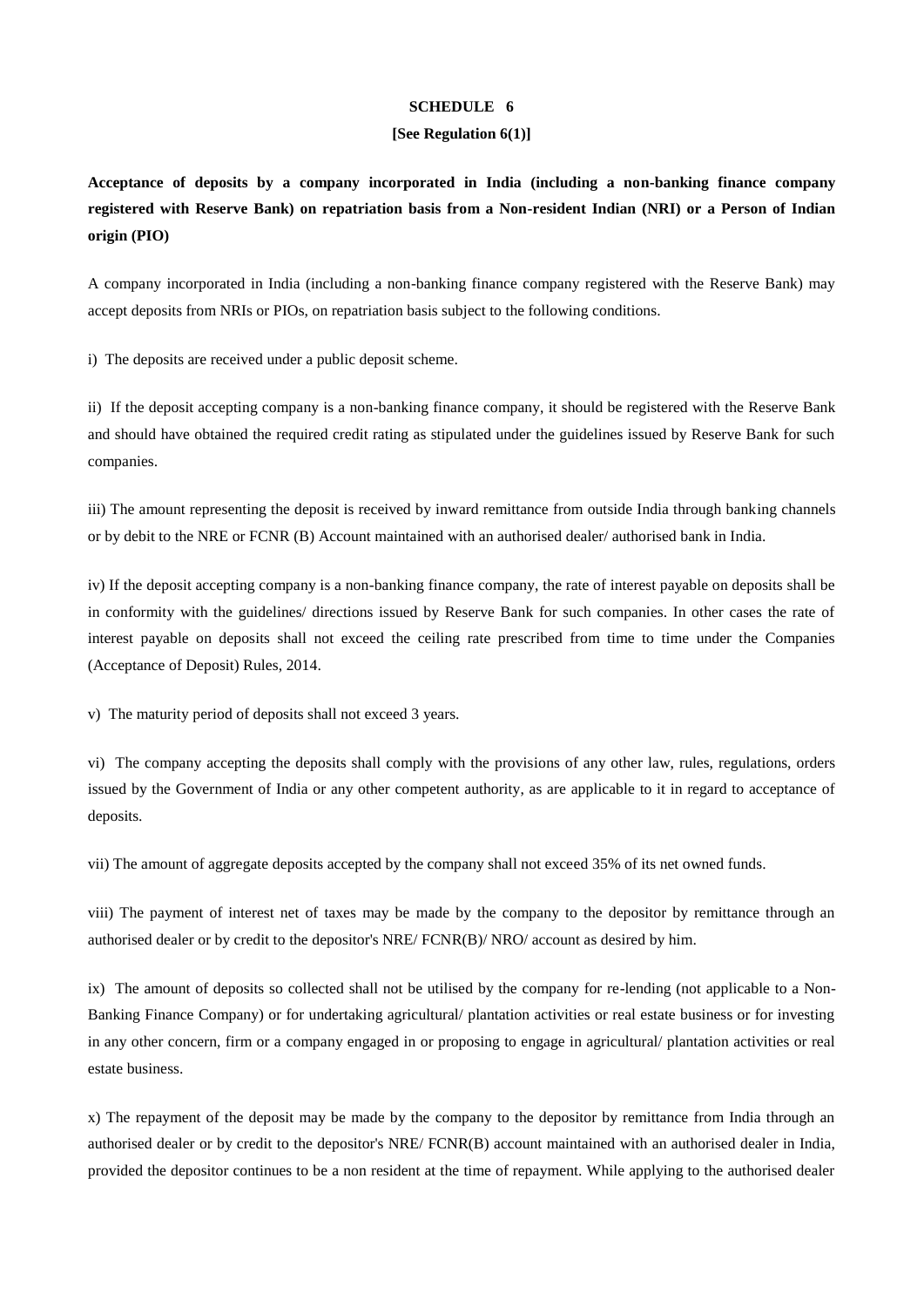## SCHEDULE 6

**[See Regulation 6(1)]**

**Acceptance of deposits by a company incorporated in India (including a non-banking finance company registered with Reserve Bank) on repatriation basis from a Non-resident Indian (NRI) or a Person of Indian origin (PIO)**

A company incorporated in India (including a non-banking finance company registered with the Reserve Bank) may accept deposits from NRIs or PIOs, on repatriation basis subject to the following conditions.

i) The deposits are received under a public deposit scheme.

ii) If the deposit accepting company is a non-banking finance company, it should be registered with the Reserve Bank and should have obtained the required credit rating as stipulated under the guidelines issued by Reserve Bank for such companies.

iii) The amount representing the deposit is received by inward remittance from outside India through banking channels or by debit to the NRE or FCNR (B) Account maintained with an authorised dealer/ authorised bank in India.

iv) If the deposit accepting company is a non-banking finance company, the rate of interest payable on deposits shall be in conformity with the guidelines/ directions issued by Reserve Bank for such companies. In other cases the rate of interest payable on deposits shall not exceed the ceiling rate prescribed from time to time under the Companies (Acceptance of Deposit) Rules, 2014.

v) The maturity period of deposits shall not exceed 3 years.

vi) The company accepting the deposits shall comply with the provisions of any other law, rules, regulations, orders issued by the Government of India or any other competent authority, as are applicable to it in regard to acceptance of deposits.

vii) The amount of aggregate deposits accepted by the company shall not exceed 35% of its net owned funds.

viii) The payment of interest net of taxes may be made by the company to the depositor by remittance through an authorised dealer or by credit to the depositor's NRE/ FCNR(B)/ NRO/ account as desired by him.

ix) The amount of deposits so collected shall not be utilised by the company for re-lending (not applicable to a Non-Banking Finance Company) or for undertaking agricultural/ plantation activities or real estate business or for investing in any other concern, firm or a company engaged in or proposing to engage in agricultural/ plantation activities or real estate business.

x) The repayment of the deposit may be made by the company to the depositor by remittance from India through an authorised dealer or by credit to the depositor's NRE/ FCNR(B) account maintained with an authorised dealer in India, provided the depositor continues to be a non resident at the time of repayment. While applying to the authorised dealer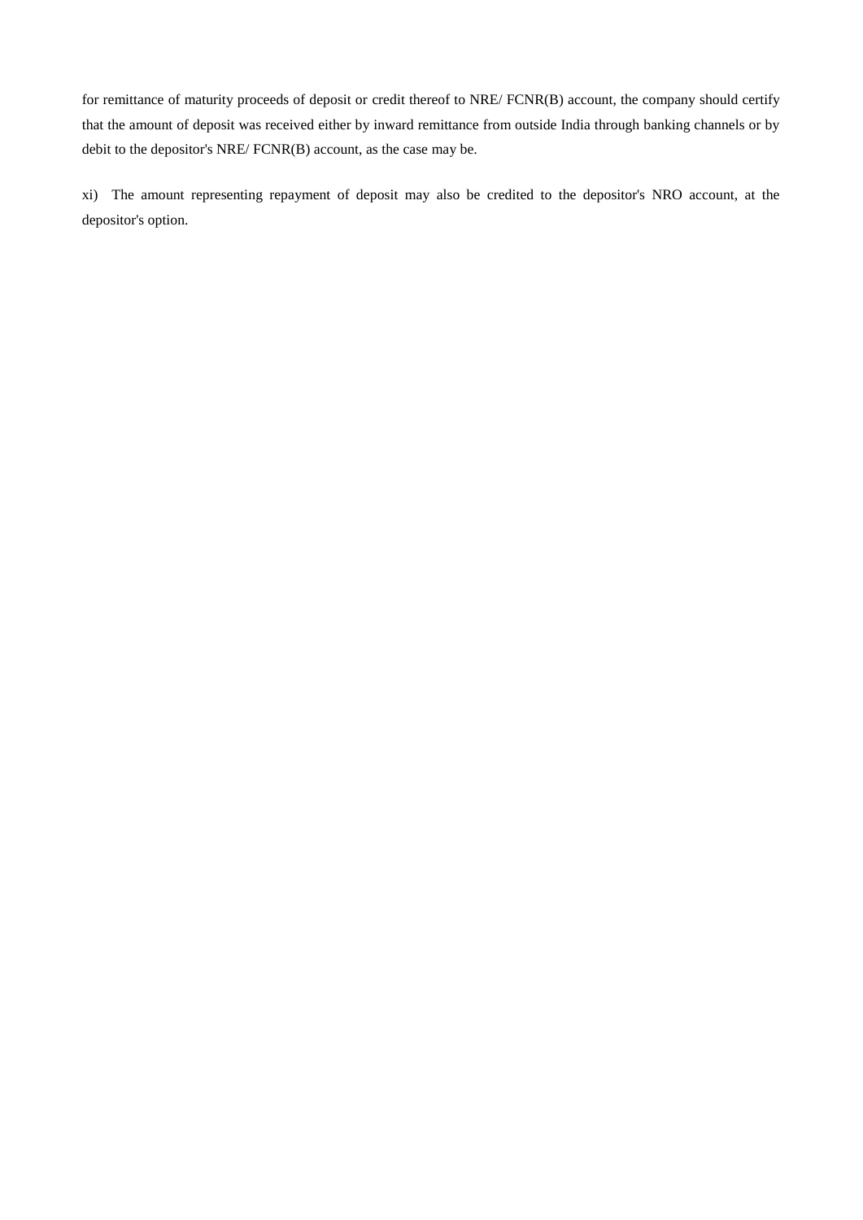for remittance of maturity proceeds of deposit or credit thereof to NRE/ FCNR(B) account, the company should certify that the amount of deposit was received either by inward remittance from outside India through banking channels or by debit to the depositor's NRE/ FCNR(B) account, as the case may be.

xi) The amount representing repayment of deposit may also be credited to the depositor's NRO account, at the depositor's option.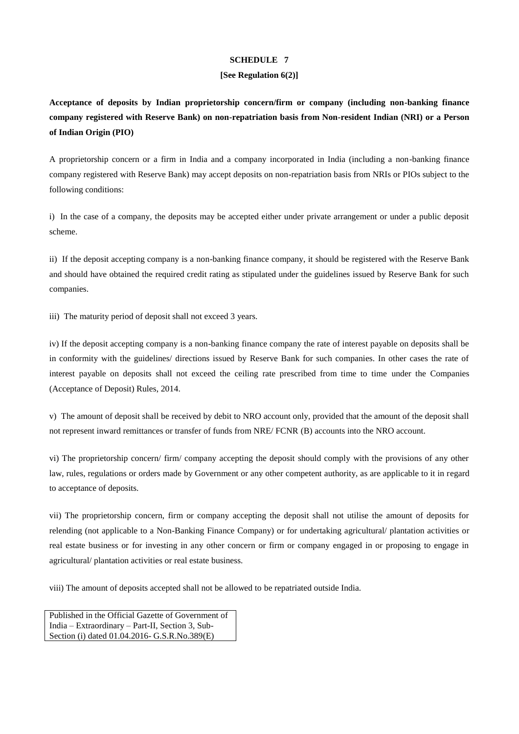**SCHEDULE 7**

**[See Regulation 6(2)]**

**Acceptance of deposits by Indian proprietorship concern/firm or company (including non-banking finance company registered with Reserve Bank) on non-repatriation basis from Non-resident Indian (NRI) or a Person of Indian Origin (PIO)**

A proprietorship concern or a firm in India and a company incorporated in India (including a non-banking finance company registered with Reserve Bank) may accept deposits on non-repatriation basis from NRIs or PIOs subject to the following conditions:

i) In the case of a company, the deposits may be accepted either under private arrangement or under a public deposit scheme.

ii) If the deposit accepting company is a non-banking finance company, it should be registered with the Reserve Bank and should have obtained the required credit rating as stipulated under the guidelines issued by Reserve Bank for such companies.

iii) The maturity period of deposit shall not exceed 3 years.

iv) If the deposit accepting company is a non-banking finance company the rate of interest payable on deposits shall be in conformity with the guidelines/ directions issued by Reserve Bank for such companies. In other cases the rate of interest payable on deposits shall not exceed the ceiling rate prescribed from time to time under the Companies (Acceptance of Deposit) Rules, 2014.

v) The amount of deposit shall be received by debit to NRO account only, provided that the amount of the deposit shall not represent inward remittances or transfer of funds from NRE/ FCNR (B) accounts into the NRO account.

vi) The proprietorship concern/ firm/ company accepting the deposit should comply with the provisions of any other law, rules, regulations or orders made by Government or any other competent authority, as are applicable to it in regard to acceptance of deposits.

vii) The proprietorship concern, firm or company accepting the deposit shall not utilise the amount of deposits for relending (not applicable to a Non-Banking Finance Company) or for undertaking agricultural/ plantation activities or real estate business or for investing in any other concern or firm or company engaged in or proposing to engage in agricultural/ plantation activities or real estate business.

viii) The amount of deposits accepted shall not be allowed to be repatriated outside India.

Published in the Official Gazette of Government of India – Extraordinary – Part-II, Section 3, Sub-Section (i) dated 01.04.2016- G.S.R.No.389(E)